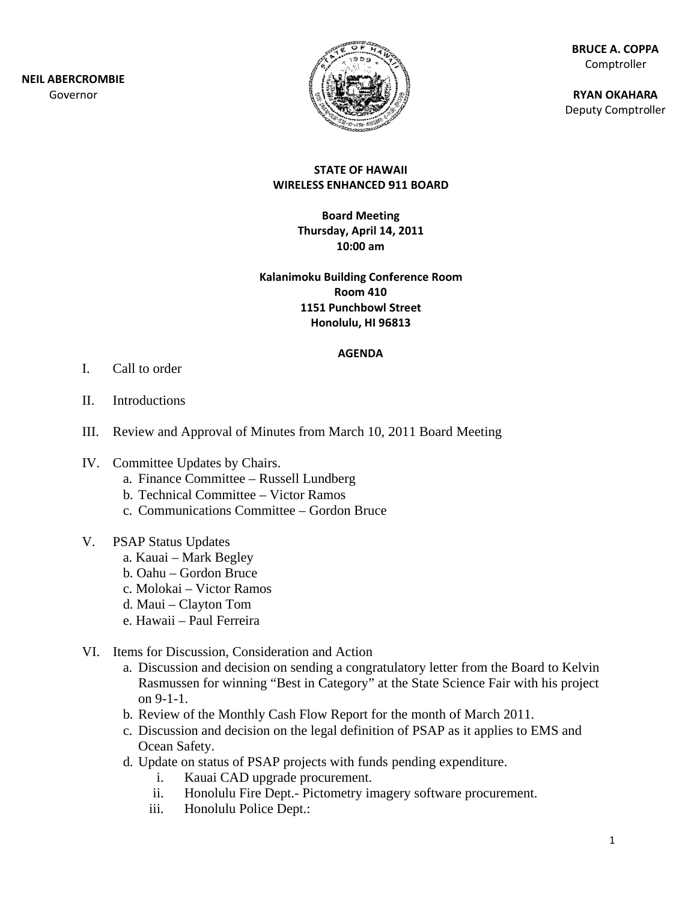**NEIL ABERCROMBIE**
Governor

**BRUCE A. COPPA**
Comptroller

**RYAN OKAHARA**
Deputy Comptroller

# STATE OF HAWAII
# WIRELESS ENHANCED 911 BOARD

**Board Meeting**
**Thursday, April 14, 2011**
**10:00 am**

**Kalanimoku Building Conference Room**
**Room 410**
**1151 Punchbowl Street**
**Honolulu, HI 96813**

## AGENDA

I. Call to order

II. Introductions

III. Review and Approval of Minutes from March 10, 2011 Board Meeting

IV. Committee Updates by Chairs.
   a. Finance Committee – Russell Lundberg
   b. Technical Committee – Victor Ramos
   c. Communications Committee – Gordon Bruce

V. PSAP Status Updates
   a. Kauai – Mark Begley
   b. Oahu – Gordon Bruce
   c. Molokai – Victor Ramos
   d. Maui – Clayton Tom
   e. Hawaii – Paul Ferreira

VI. Items for Discussion, Consideration and Action
   a. Discussion and decision on sending a congratulatory letter from the Board to Kelvin Rasmussen for winning "Best in Category" at the State Science Fair with his project on 9-1-1.
   b. Review of the Monthly Cash Flow Report for the month of March 2011.
   c. Discussion and decision on the legal definition of PSAP as it applies to EMS and Ocean Safety.
   d. Update on status of PSAP projects with funds pending expenditure.
      i. Kauai CAD upgrade procurement.
      ii. Honolulu Fire Dept.- Pictometry imagery software procurement.
      iii. Honolulu Police Dept.: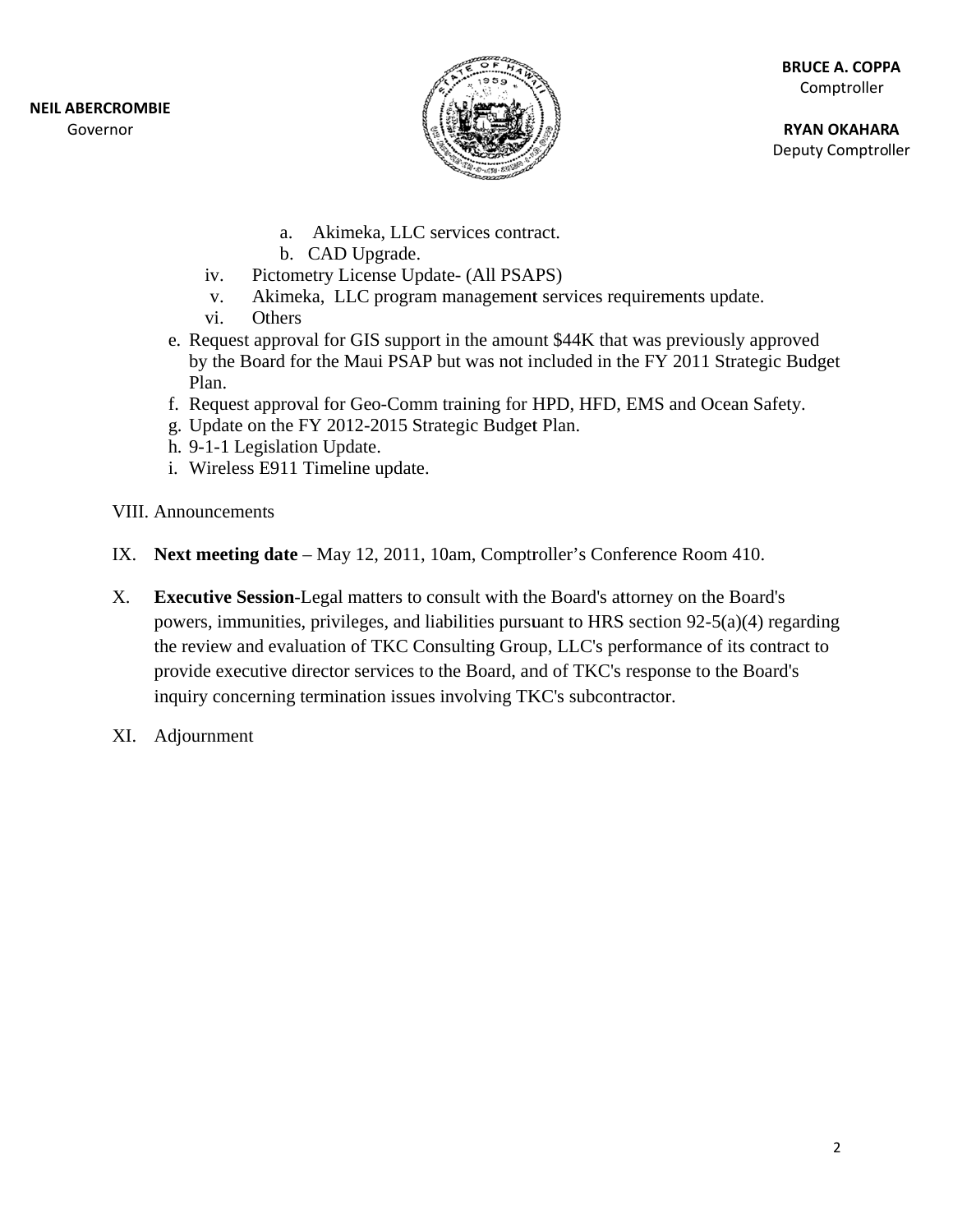**NEIL ABERCROMBIE**
Governor

**BRUCE A. COPPA**
Comptroller

**RYAN OKAHARA**
Deputy Comptroller

            a. Akimeka, LLC services contract.
            b. CAD Upgrade.
      iv. Pictometry License Update- (All PSAPS)
      v. Akimeka, LLC program management services requirements update.
      vi. Others

   e. Request approval for GIS support in the amount $44K that was previously approved by the Board for the Maui PSAP but was not included in the FY 2011 Strategic Budget Plan.
   f. Request approval for Geo-Comm training for HPD, HFD, EMS and Ocean Safety.
   g. Update on the FY 2012-2015 Strategic Budget Plan.
   h. 9-1-1 Legislation Update.
   i. Wireless E911 Timeline update.

VIII. Announcements

IX. **Next meeting date** – May 12, 2011, 10am, Comptroller's Conference Room 410.

X. **Executive Session**-Legal matters to consult with the Board's attorney on the Board's powers, immunities, privileges, and liabilities pursuant to HRS section 92-5(a)(4) regarding the review and evaluation of TKC Consulting Group, LLC's performance of its contract to provide executive director services to the Board, and of TKC's response to the Board's inquiry concerning termination issues involving TKC's subcontractor.

XI. Adjournment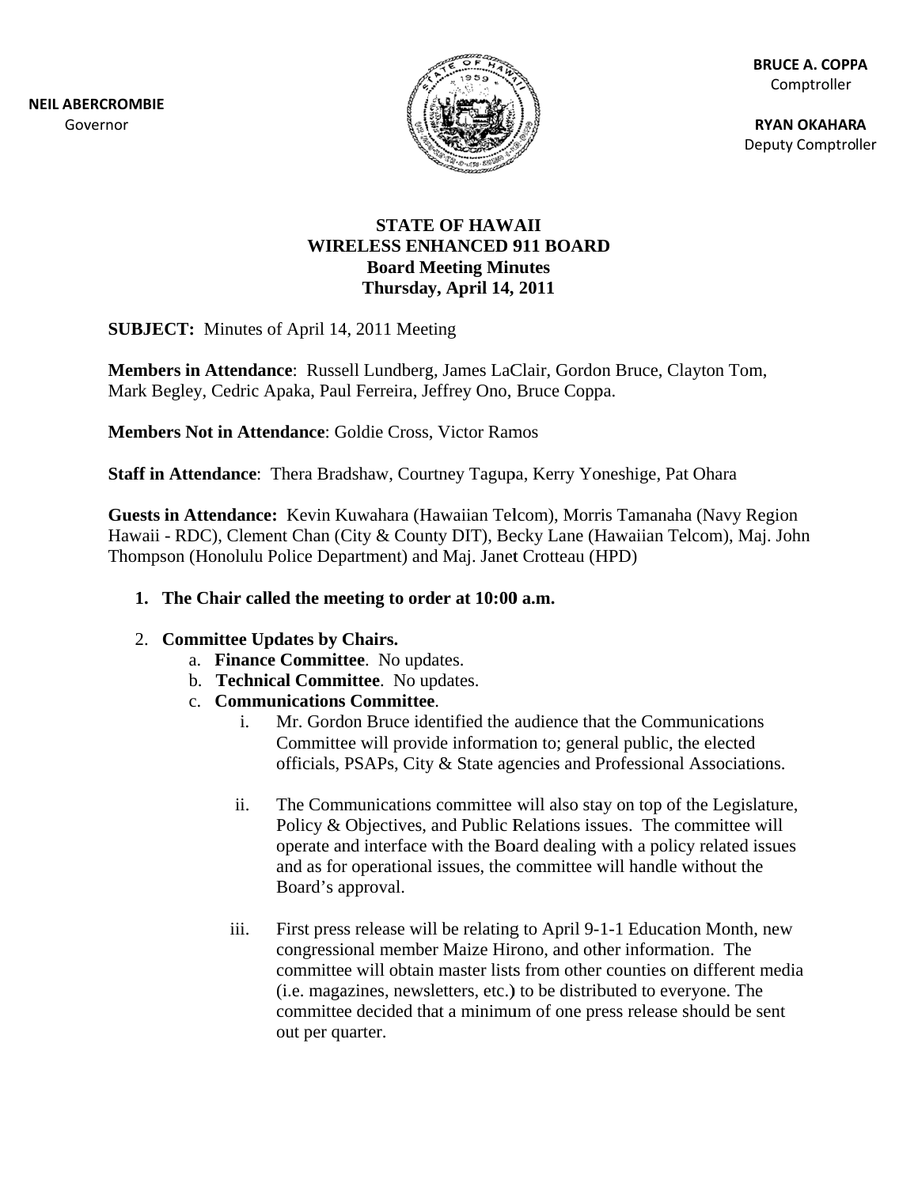**NEIL ABERCROMBIE**
Governor

**BRUCE A. COPPA**
Comptroller

**RYAN OKAHARA**
Deputy Comptroller

# STATE OF HAWAII
## WIRELESS ENHANCED 911 BOARD
### Board Meeting Minutes
### Thursday, April 14, 2011

**SUBJECT:** Minutes of April 14, 2011 Meeting

**Members in Attendance**: Russell Lundberg, James LaClair, Gordon Bruce, Clayton Tom, Mark Begley, Cedric Apaka, Paul Ferreira, Jeffrey Ono, Bruce Coppa.

**Members Not in Attendance**: Goldie Cross, Victor Ramos

**Staff in Attendance**: Thera Bradshaw, Courtney Tagupa, Kerry Yoneshige, Pat Ohara

**Guests in Attendance:** Kevin Kuwahara (Hawaiian Telcom), Morris Tamanaha (Navy Region Hawaii - RDC), Clement Chan (City & County DIT), Becky Lane (Hawaiian Telcom), Maj. John Thompson (Honolulu Police Department) and Maj. Janet Crotteau (HPD)

1. **The Chair called the meeting to order at 10:00 a.m.**

2. **Committee Updates by Chairs.**
   a. **Finance Committee**. No updates.
   b. **Technical Committee**. No updates.
   c. **Communications Committee**.
      i. Mr. Gordon Bruce identified the audience that the Communications Committee will provide information to; general public, the elected officials, PSAPs, City & State agencies and Professional Associations.

      ii. The Communications committee will also stay on top of the Legislature, Policy & Objectives, and Public Relations issues. The committee will operate and interface with the Board dealing with a policy related issues and as for operational issues, the committee will handle without the Board's approval.

      iii. First press release will be relating to April 9-1-1 Education Month, new congressional member Maize Hirono, and other information. The committee will obtain master lists from other counties on different media (i.e. magazines, newsletters, etc.) to be distributed to everyone. The committee decided that a minimum of one press release should be sent out per quarter.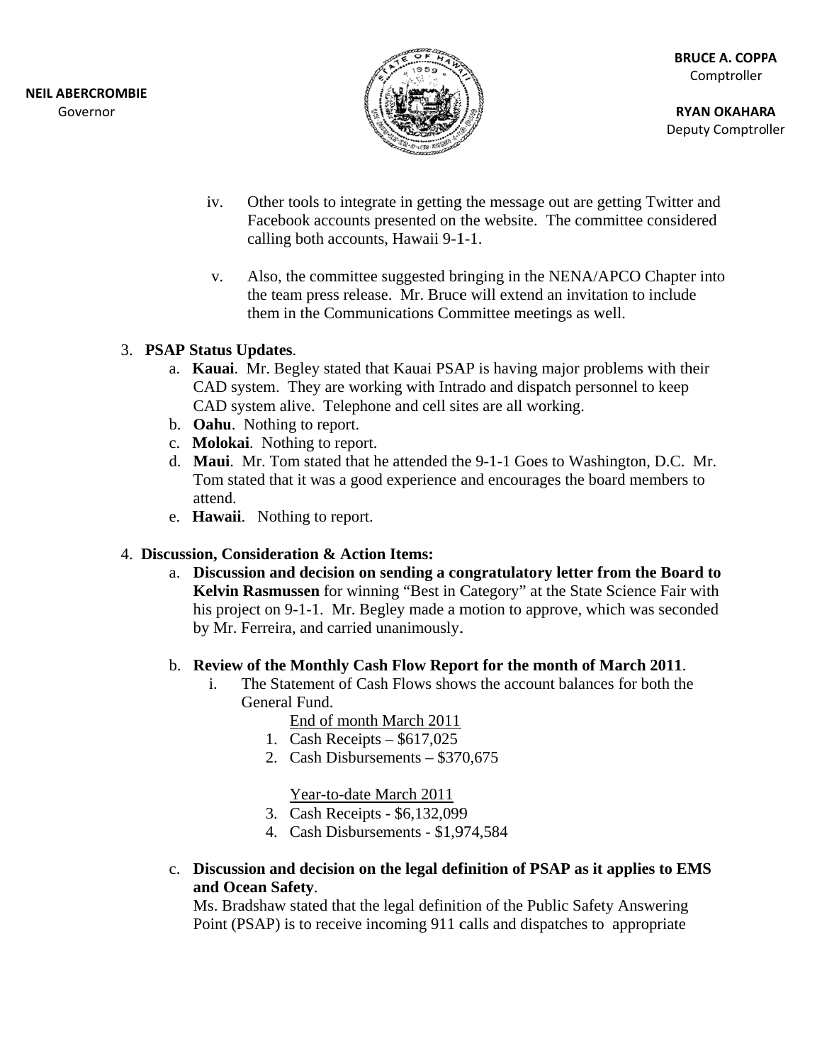iv. Other tools to integrate in getting the message out are getting Twitter and Facebook accounts presented on the website. The committee considered calling both accounts, Hawaii 9-1-1.

v. Also, the committee suggested bringing in the NENA/APCO Chapter into the team press release. Mr. Bruce will extend an invitation to include them in the Communications Committee meetings as well.

3. **PSAP Status Updates**.
   a. **Kauai**. Mr. Begley stated that Kauai PSAP is having major problems with their CAD system. They are working with Intrado and dispatch personnel to keep CAD system alive. Telephone and cell sites are all working.
   b. **Oahu**. Nothing to report.
   c. **Molokai**. Nothing to report.
   d. **Maui**. Mr. Tom stated that he attended the 9-1-1 Goes to Washington, D.C. Mr. Tom stated that it was a good experience and encourages the board members to attend.
   e. **Hawaii**. Nothing to report.

4. **Discussion, Consideration & Action Items:**
   a. **Discussion and decision on sending a congratulatory letter from the Board to Kelvin Rasmussen** for winning "Best in Category" at the State Science Fair with his project on 9-1-1. Mr. Begley made a motion to approve, which was seconded by Mr. Ferreira, and carried unanimously.

   b. **Review of the Monthly Cash Flow Report for the month of March 2011**.
      i. The Statement of Cash Flows shows the account balances for both the General Fund.

         End of month March 2011
         1. Cash Receipts – $617,025
         2. Cash Disbursements – $370,675

         Year-to-date March 2011
         3. Cash Receipts - $6,132,099
         4. Cash Disbursements - $1,974,584

   c. **Discussion and decision on the legal definition of PSAP as it applies to EMS and Ocean Safety**.
      Ms. Bradshaw stated that the legal definition of the Public Safety Answering Point (PSAP) is to receive incoming 911 calls and dispatches to appropriate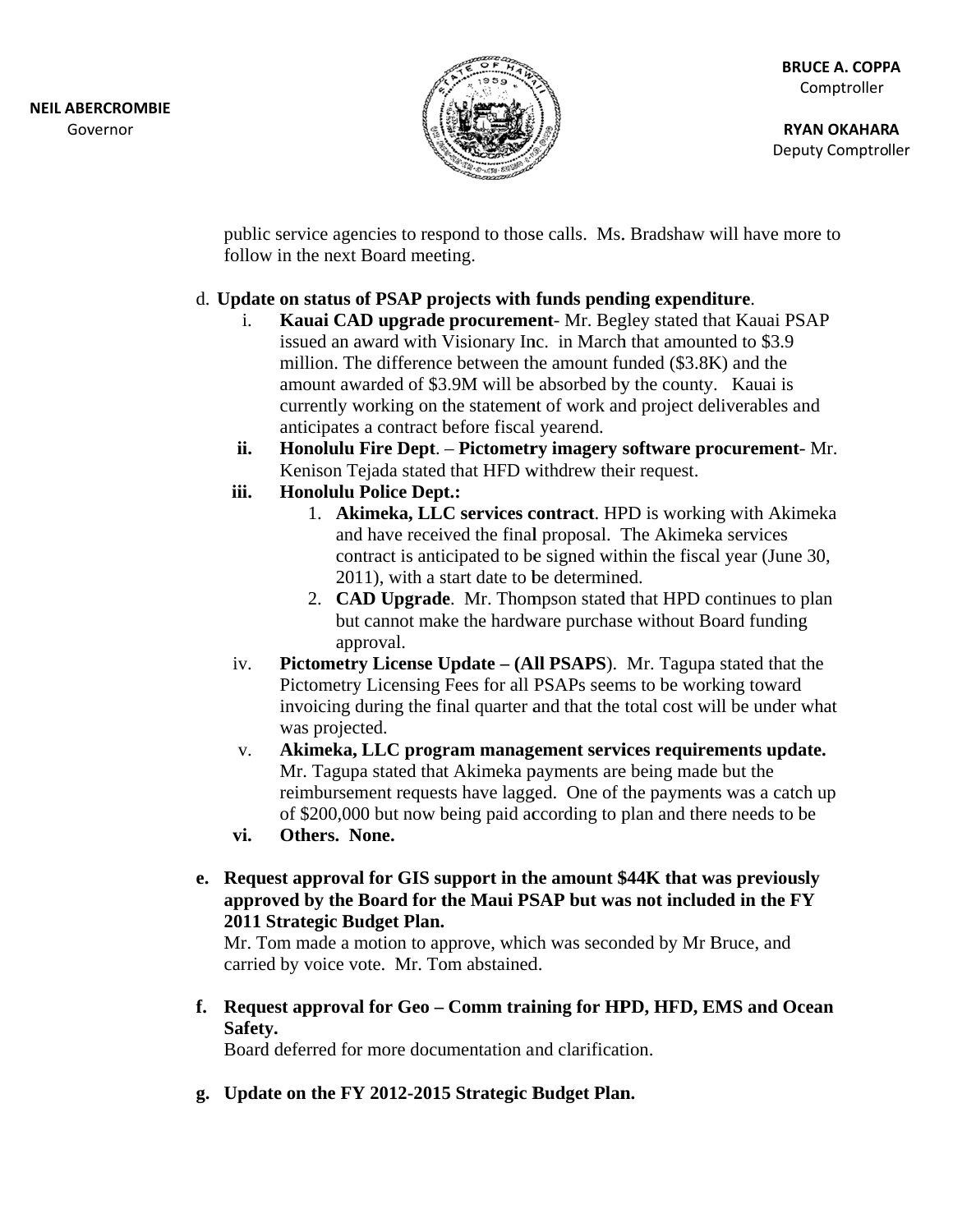public service agencies to respond to those calls. Ms. Bradshaw will have more to follow in the next Board meeting.

d. **Update on status of PSAP projects with funds pending expenditure**.

   i. **Kauai CAD upgrade procurement**- Mr. Begley stated that Kauai PSAP issued an award with Visionary Inc. in March that amounted to $3.9 million. The difference between the amount funded ($3.8K) and the amount awarded of $3.9M will be absorbed by the county. Kauai is currently working on the statement of work and project deliverables and anticipates a contract before fiscal yearend.

   **ii.** **Honolulu Fire Dept**. – **Pictometry imagery software procurement**- Mr. Kenison Tejada stated that HFD withdrew their request.

   **iii.** **Honolulu Police Dept.:**

      1. **Akimeka, LLC services contract**. HPD is working with Akimeka and have received the final proposal. The Akimeka services contract is anticipated to be signed within the fiscal year (June 30, 2011), with a start date to be determined.
      2. **CAD Upgrade**. Mr. Thompson stated that HPD continues to plan but cannot make the hardware purchase without Board funding approval.

   iv. **Pictometry License Update – (All PSAPS**). Mr. Tagupa stated that the Pictometry Licensing Fees for all PSAPs seems to be working toward invoicing during the final quarter and that the total cost will be under what was projected.

   v. **Akimeka, LLC program management services requirements update.** Mr. Tagupa stated that Akimeka payments are being made but the reimbursement requests have lagged. One of the payments was a catch up of $200,000 but now being paid according to plan and there needs to be

   **vi.** **Others. None.**

**e. Request approval for GIS support in the amount $44K that was previously approved by the Board for the Maui PSAP but was not included in the FY 2011 Strategic Budget Plan.**

Mr. Tom made a motion to approve, which was seconded by Mr Bruce, and carried by voice vote. Mr. Tom abstained.

**f. Request approval for Geo – Comm training for HPD, HFD, EMS and Ocean Safety.**

Board deferred for more documentation and clarification.

**g. Update on the FY 2012-2015 Strategic Budget Plan.**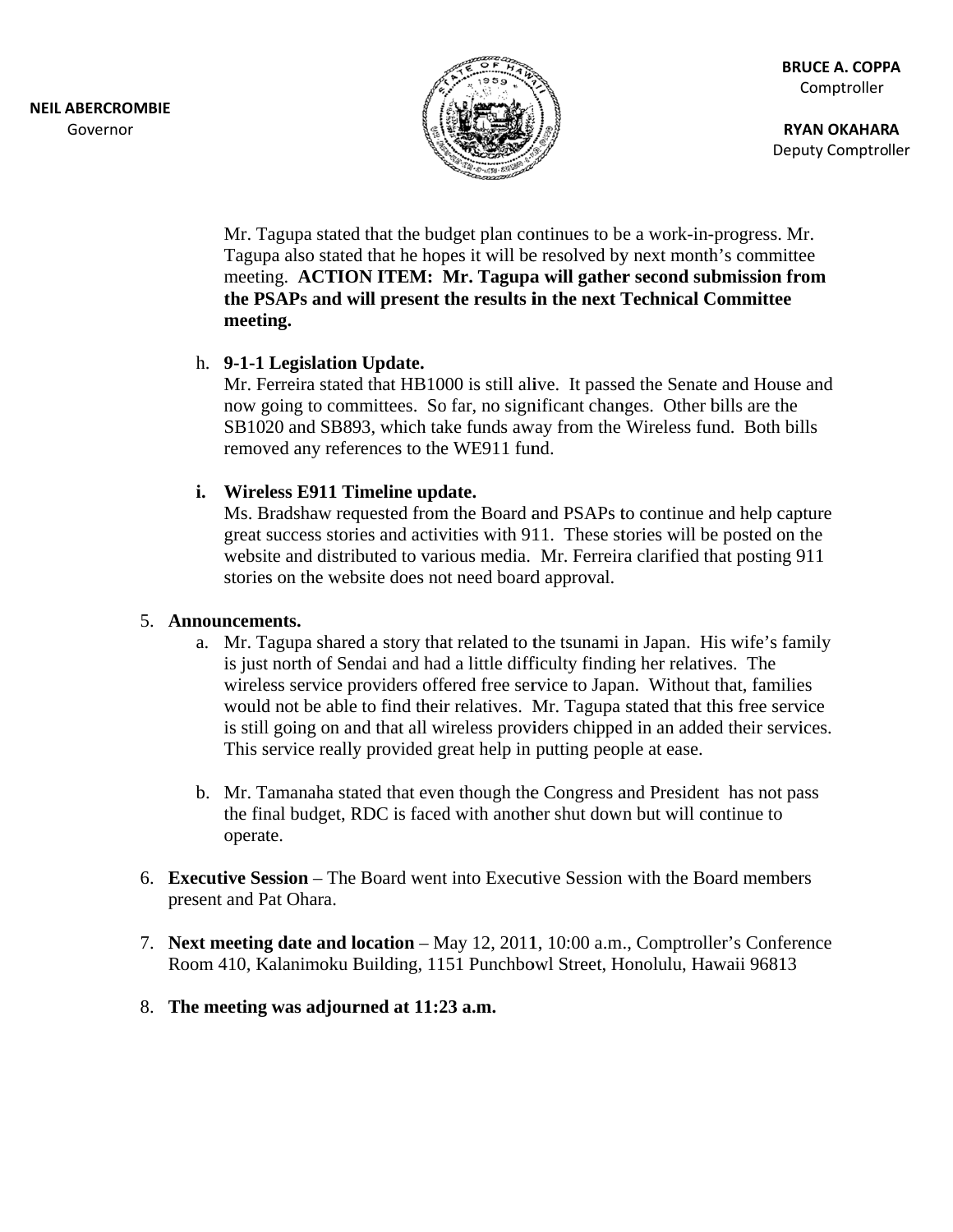Mr. Tagupa stated that the budget plan continues to be a work-in-progress. Mr. Tagupa also stated that he hopes it will be resolved by next month's committee meeting. **ACTION ITEM: Mr. Tagupa will gather second submission from the PSAPs and will present the results in the next Technical Committee meeting.**

h. **9-1-1 Legislation Update.**
   Mr. Ferreira stated that HB1000 is still alive. It passed the Senate and House and now going to committees. So far, no significant changes. Other bills are the SB1020 and SB893, which take funds away from the Wireless fund. Both bills removed any references to the WE911 fund.

i. **Wireless E911 Timeline update.**
   Ms. Bradshaw requested from the Board and PSAPs to continue and help capture great success stories and activities with 911. These stories will be posted on the website and distributed to various media. Mr. Ferreira clarified that posting 911 stories on the website does not need board approval.

5. **Announcements.**
   a. Mr. Tagupa shared a story that related to the tsunami in Japan. His wife's family is just north of Sendai and had a little difficulty finding her relatives. The wireless service providers offered free service to Japan. Without that, families would not be able to find their relatives. Mr. Tagupa stated that this free service is still going on and that all wireless providers chipped in an added their services. This service really provided great help in putting people at ease.

   b. Mr. Tamanaha stated that even though the Congress and President has not pass the final budget, RDC is faced with another shut down but will continue to operate.

6. **Executive Session** – The Board went into Executive Session with the Board members present and Pat Ohara.

7. **Next meeting date and location** – May 12, 2011, 10:00 a.m., Comptroller's Conference Room 410, Kalanimoku Building, 1151 Punchbowl Street, Honolulu, Hawaii 96813

8. **The meeting was adjourned at 11:23 a.m.**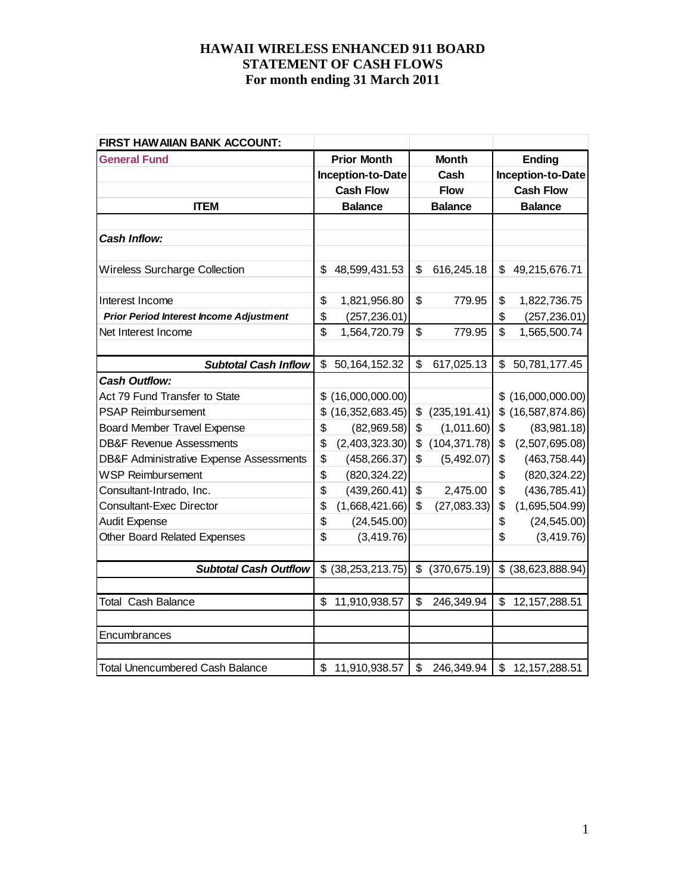**HAWAII WIRELESS ENHANCED 911 BOARD**
**STATEMENT OF CASH FLOWS**
**For month ending 31 March 2011**

| FIRST HAWAIIAN BANK ACCOUNT: | | | |
|---|---|---|---|
| **General Fund** | **Prior Month Inception-to-Date Cash Flow Balance** | **Month Cash Flow Balance** | **Ending Inception-to-Date Cash Flow Balance** |
| **ITEM** | | | |
| ***Cash Inflow:*** | | | |
| Wireless Surcharge Collection | $ 48,599,431.53 | $ 616,245.18 | $ 49,215,676.71 |
| Interest Income | $ 1,821,956.80 | $ 779.95 | $ 1,822,736.75 |
| ***Prior Period Interest Income Adjustment*** | $ (257,236.01) | | $ (257,236.01) |
| Net Interest Income | $ 1,564,720.79 | $ 779.95 | $ 1,565,500.74 |
| ***Subtotal Cash Inflow*** | $ 50,164,152.32 | $ 617,025.13 | $ 50,781,177.45 |
| ***Cash Outflow:*** | | | |
| Act 79 Fund Transfer to State | $ (16,000,000.00) | | $ (16,000,000.00) |
| PSAP Reimbursement | $ (16,352,683.45) | $ (235,191.41) | $ (16,587,874.86) |
| Board Member Travel Expense | $ (82,969.58) | $ (1,011.60) | $ (83,981.18) |
| DB&F Revenue Assessments | $ (2,403,323.30) | $ (104,371.78) | $ (2,507,695.08) |
| DB&F Administrative Expense Assessments | $ (458,266.37) | $ (5,492.07) | $ (463,758.44) |
| WSP Reimbursement | $ (820,324.22) | | $ (820,324.22) |
| Consultant-Intrado, Inc. | $ (439,260.41) | $ 2,475.00 | $ (436,785.41) |
| Consultant-Exec Director | $ (1,668,421.66) | $ (27,083.33) | $ (1,695,504.99) |
| Audit Expense | $ (24,545.00) | | $ (24,545.00) |
| Other Board Related Expenses | $ (3,419.76) | | $ (3,419.76) |
| ***Subtotal Cash Outflow*** | $ (38,253,213.75) | $ (370,675.19) | $ (38,623,888.94) |
| Total Cash Balance | $ 11,910,938.57 | $ 246,349.94 | $ 12,157,288.51 |
| Encumbrances | | | |
| Total Unencumbered Cash Balance | $ 11,910,938.57 | $ 246,349.94 | $ 12,157,288.51 |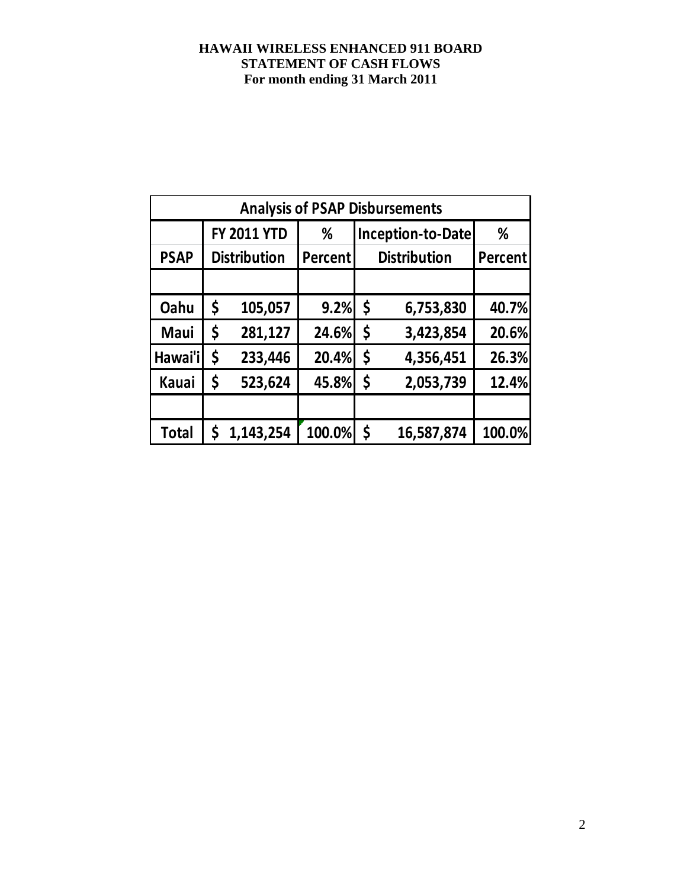**HAWAII WIRELESS ENHANCED 911 BOARD**
**STATEMENT OF CASH FLOWS**
**For month ending 31 March 2011**

| Analysis of PSAP Disbursements | | | | |
|---|---|---|---|---|
| | FY 2011 YTD | % | Inception-to-Date | % |
| PSAP | Distribution | Percent | Distribution | Percent |
| | | | | |
| Oahu | $ 105,057 | 9.2% | $ 6,753,830 | 40.7% |
| Maui | $ 281,127 | 24.6% | $ 3,423,854 | 20.6% |
| Hawai'i | $ 233,446 | 20.4% | $ 4,356,451 | 26.3% |
| Kauai | $ 523,624 | 45.8% | $ 2,053,739 | 12.4% |
| | | | | |
| Total | $ 1,143,254 | 100.0% | $ 16,587,874 | 100.0% |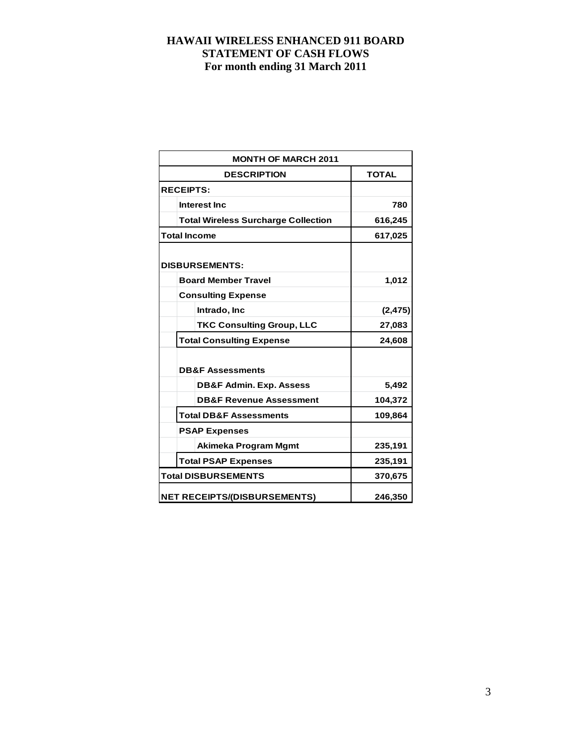# HAWAII WIRELESS ENHANCED 911 BOARD
## STATEMENT OF CASH FLOWS
### For month ending 31 March 2011

| MONTH OF MARCH 2011 | |
|---|---|
| **DESCRIPTION** | **TOTAL** |
| **RECEIPTS:** | |
| Interest Inc | 780 |
| Total Wireless Surcharge Collection | 616,245 |
| **Total Income** | **617,025** |
| **DISBURSEMENTS:** | |
| Board Member Travel | 1,012 |
| Consulting Expense | |
| Intrado, Inc | (2,475) |
| TKC Consulting Group, LLC | 27,083 |
| Total Consulting Expense | 24,608 |
| DB&F Assessments | |
| DB&F Admin. Exp. Assess | 5,492 |
| DB&F Revenue Assessment | 104,372 |
| Total DB&F Assessments | 109,864 |
| PSAP Expenses | |
| Akimeka Program Mgmt | 235,191 |
| Total PSAP Expenses | 235,191 |
| **Total DISBURSEMENTS** | **370,675** |
| **NET RECEIPTS/(DISBURSEMENTS)** | **246,350** |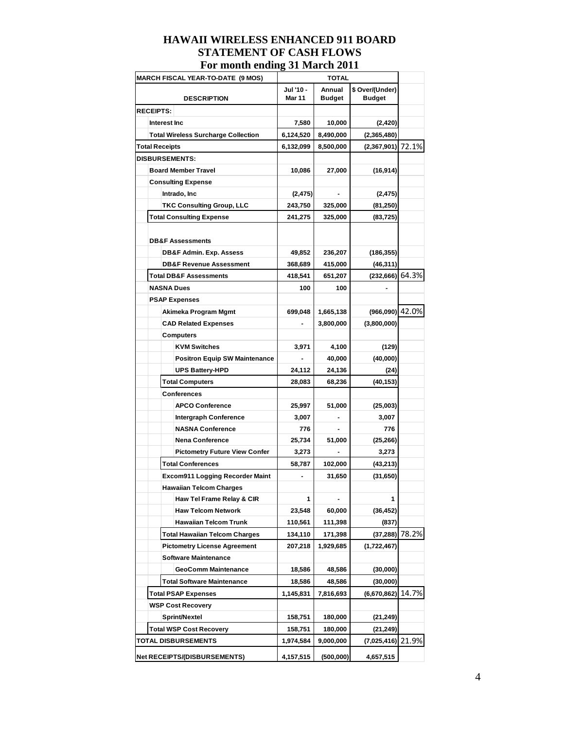# HAWAII WIRELESS ENHANCED 911 BOARD
## STATEMENT OF CASH FLOWS
### For month ending 31 March 2011

| MARCH FISCAL YEAR-TO-DATE (9 MOS) | TOTAL | | | |
|---|---|---|---|---|
| DESCRIPTION | Jul '10 - Mar 11 | Annual Budget | $ Over/(Under) Budget | |
| **RECEIPTS:** | | | | |
| Interest Inc | 7,580 | 10,000 | (2,420) | |
| Total Wireless Surcharge Collection | 6,124,520 | 8,490,000 | (2,365,480) | |
| **Total Receipts** | 6,132,099 | 8,500,000 | (2,367,901) | 72.1% |
| **DISBURSEMENTS:** | | | | |
| Board Member Travel | 10,086 | 27,000 | (16,914) | |
| Consulting Expense | | | | |
| Intrado, Inc | (2,475) | - | (2,475) | |
| TKC Consulting Group, LLC | 243,750 | 325,000 | (81,250) | |
| Total Consulting Expense | 241,275 | 325,000 | (83,725) | |
| DB&F Assessments | | | | |
| DB&F Admin. Exp. Assess | 49,852 | 236,207 | (186,355) | |
| DB&F Revenue Assessment | 368,689 | 415,000 | (46,311) | |
| Total DB&F Assessments | 418,541 | 651,207 | (232,666) | 64.3% |
| NASNA Dues | 100 | 100 | - | |
| PSAP Expenses | | | | |
| Akimeka Program Mgmt | 699,048 | 1,665,138 | (966,090) | 42.0% |
| CAD Related Expenses | - | 3,800,000 | (3,800,000) | |
| Computers | | | | |
| KVM Switches | 3,971 | 4,100 | (129) | |
| Positron Equip SW Maintenance | - | 40,000 | (40,000) | |
| UPS Battery-HPD | 24,112 | 24,136 | (24) | |
| Total Computers | 28,083 | 68,236 | (40,153) | |
| Conferences | | | | |
| APCO Conference | 25,997 | 51,000 | (25,003) | |
| Intergraph Conference | 3,007 | - | 3,007 | |
| NASNA Conference | 776 | - | 776 | |
| Nena Conference | 25,734 | 51,000 | (25,266) | |
| Pictometry Future View Confer | 3,273 | - | 3,273 | |
| Total Conferences | 58,787 | 102,000 | (43,213) | |
| Excom911 Logging Recorder Maint | - | 31,650 | (31,650) | |
| Hawaiian Telcom Charges | | | | |
| Haw Tel Frame Relay & CIR | 1 | - | 1 | |
| Haw Telcom Network | 23,548 | 60,000 | (36,452) | |
| Hawaiian Telcom Trunk | 110,561 | 111,398 | (837) | |
| Total Hawaiian Telcom Charges | 134,110 | 171,398 | (37,288) | 78.2% |
| Pictometry License Agreement | 207,218 | 1,929,685 | (1,722,467) | |
| Software Maintenance | | | | |
| GeoComm Maintenance | 18,586 | 48,586 | (30,000) | |
| Total Software Maintenance | 18,586 | 48,586 | (30,000) | |
| Total PSAP Expenses | 1,145,831 | 7,816,693 | (6,670,862) | 14.7% |
| WSP Cost Recovery | | | | |
| Sprint/Nextel | 158,751 | 180,000 | (21,249) | |
| Total WSP Cost Recovery | 158,751 | 180,000 | (21,249) | |
| **TOTAL DISBURSEMENTS** | 1,974,584 | 9,000,000 | (7,025,416) | 21.9% |
| **Net RECEIPTS/(DISBURSEMENTS)** | 4,157,515 | (500,000) | 4,657,515 | |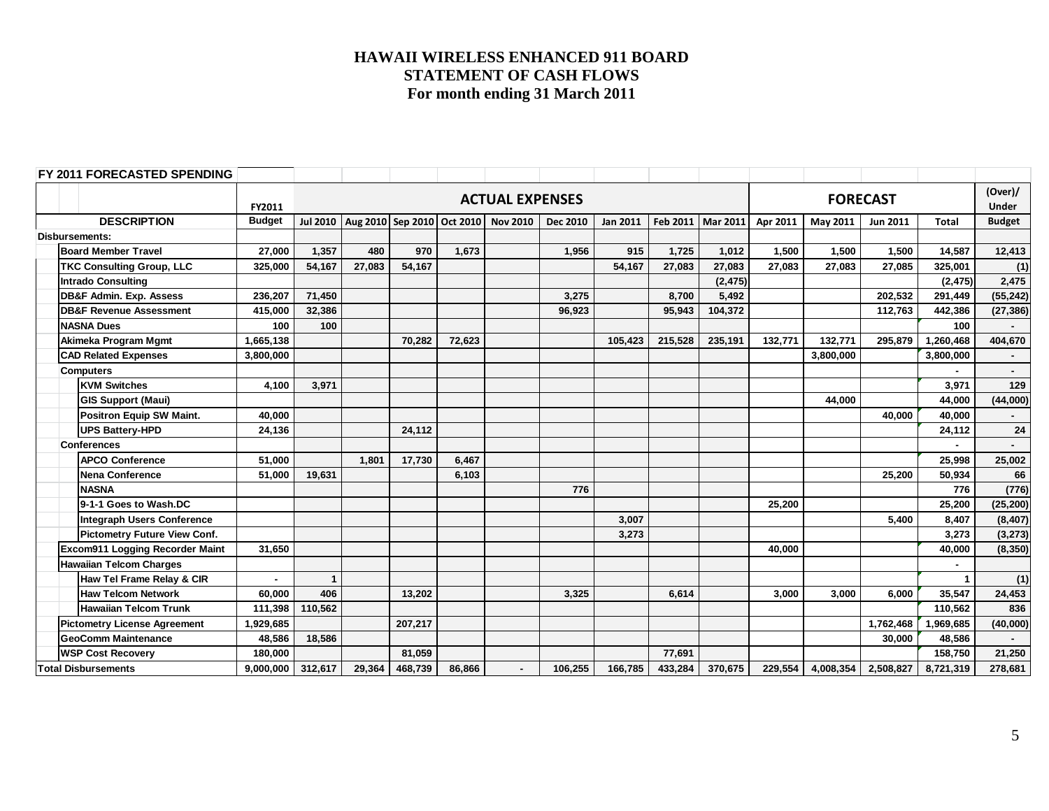# HAWAII WIRELESS ENHANCED 911 BOARD
## STATEMENT OF CASH FLOWS
### For month ending 31 March 2011

**FY 2011 FORECASTED SPENDING**

| DESCRIPTION | FY2011 Budget | ACTUAL EXPENSES Jul 2010 | Aug 2010 | Sep 2010 | Oct 2010 | Nov 2010 | Dec 2010 | Jan 2011 | Feb 2011 | Mar 2011 | FORECAST Apr 2011 | May 2011 | Jun 2011 | Total | (Over)/ Under Budget |
|---|---|---|---|---|---|---|---|---|---|---|---|---|---|---|---|
| Disbursements: | | | | | | | | | | | | | | | |
| Board Member Travel | 27,000 | 1,357 | 480 | 970 | 1,673 | | 1,956 | 915 | 1,725 | 1,012 | 1,500 | 1,500 | 1,500 | 14,587 | 12,413 |
| TKC Consulting Group, LLC | 325,000 | 54,167 | 27,083 | 54,167 | | | | 54,167 | 27,083 | 27,083 | 27,083 | 27,083 | 27,085 | 325,001 | (1) |
| Intrado Consulting | | | | | | | | | | (2,475) | | | | (2,475) | 2,475 |
| DB&F Admin. Exp. Assess | 236,207 | 71,450 | | | | | 3,275 | | 8,700 | 5,492 | | | 202,532 | 291,449 | (55,242) |
| DB&F Revenue Assessment | 415,000 | 32,386 | | | | | 96,923 | | 95,943 | 104,372 | | | 112,763 | 442,386 | (27,386) |
| NASNA Dues | 100 | 100 | | | | | | | | | | | | 100 | - |
| Akimeka Program Mgmt | 1,665,138 | | | 70,282 | 72,623 | | | 105,423 | 215,528 | 235,191 | 132,771 | 132,771 | 295,879 | 1,260,468 | 404,670 |
| CAD Related Expenses | 3,800,000 | | | | | | | | | | | 3,800,000 | | 3,800,000 | - |
| Computers | | | | | | | | | | | | | | - | - |
| KVM Switches | 4,100 | 3,971 | | | | | | | | | | | | 3,971 | 129 |
| GIS Support (Maui) | | | | | | | | | | | | 44,000 | | 44,000 | (44,000) |
| Positron Equip SW Maint. | 40,000 | | | | | | | | | | | | 40,000 | 40,000 | - |
| UPS Battery-HPD | 24,136 | | | 24,112 | | | | | | | | | | 24,112 | 24 |
| Conferences | | | | | | | | | | | | | | - | - |
| APCO Conference | 51,000 | | 1,801 | 17,730 | 6,467 | | | | | | | | | 25,998 | 25,002 |
| Nena Conference | 51,000 | 19,631 | | | 6,103 | | | | | | | | 25,200 | 50,934 | 66 |
| NASNA | | | | | | | 776 | | | | | | | 776 | (776) |
| 9-1-1 Goes to Wash.DC | | | | | | | | | | | 25,200 | | | 25,200 | (25,200) |
| Integraph Users Conference | | | | | | | | 3,007 | | | | | 5,400 | 8,407 | (8,407) |
| Pictometry Future View Conf. | | | | | | | | 3,273 | | | | | | 3,273 | (3,273) |
| Excom911 Logging Recorder Maint | 31,650 | | | | | | | | | | 40,000 | | | 40,000 | (8,350) |
| Hawaiian Telcom Charges | | | | | | | | | | | | | | - | |
| Haw Tel Frame Relay & CIR | - | 1 | | | | | | | | | | | | 1 | (1) |
| Haw Telcom Network | 60,000 | 406 | | 13,202 | | | 3,325 | | 6,614 | | 3,000 | 3,000 | 6,000 | 35,547 | 24,453 |
| Hawaiian Telcom Trunk | 111,398 | 110,562 | | | | | | | | | | | | 110,562 | 836 |
| Pictometry License Agreement | 1,929,685 | | | 207,217 | | | | | | | | | 1,762,468 | 1,969,685 | (40,000) |
| GeoComm Maintenance | 48,586 | 18,586 | | | | | | | | | | | 30,000 | 48,586 | - |
| WSP Cost Recovery | 180,000 | | | 81,059 | | | | | 77,691 | | | | | 158,750 | 21,250 |
| Total Disbursements | 9,000,000 | 312,617 | 29,364 | 468,739 | 86,866 | - | 106,255 | 166,785 | 433,284 | 370,675 | 229,554 | 4,008,354 | 2,508,827 | 8,721,319 | 278,681 |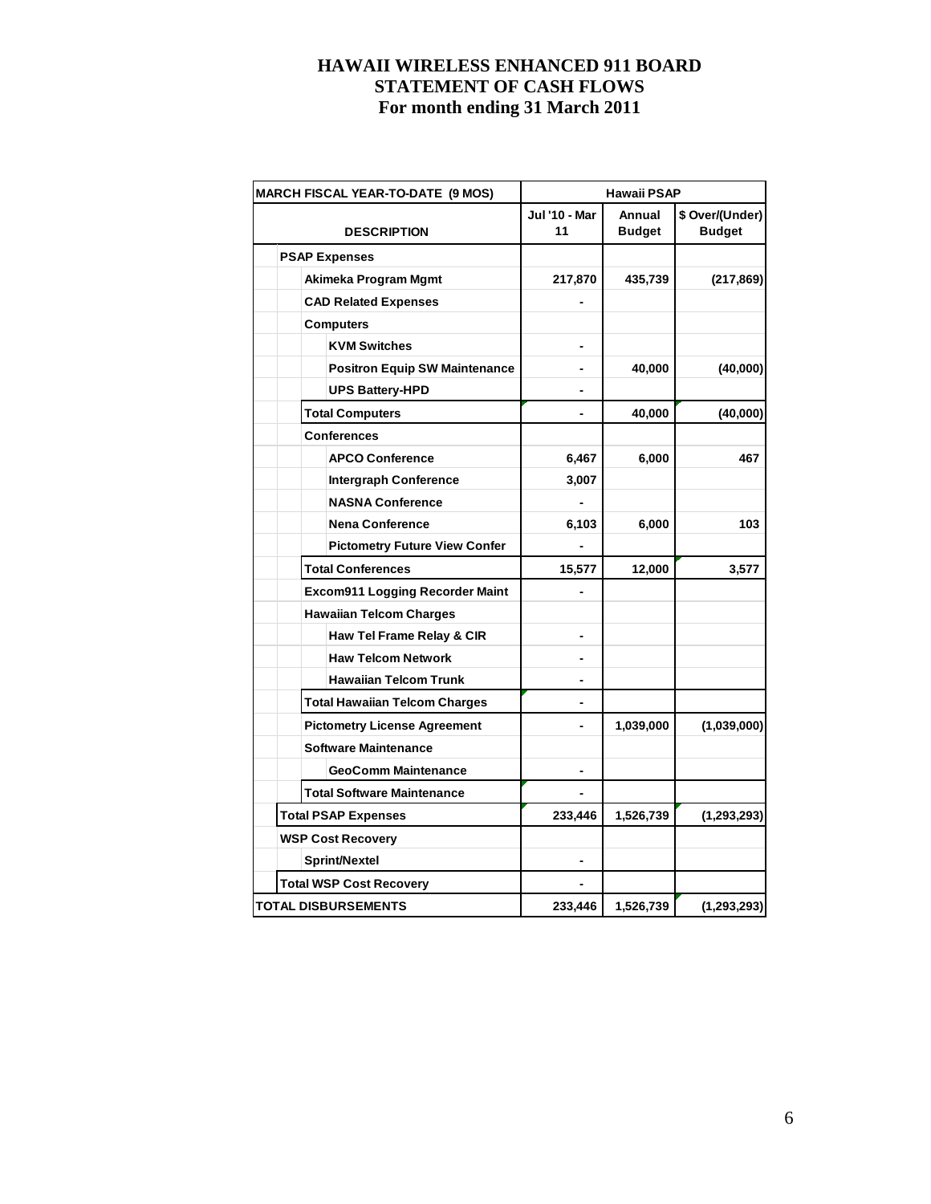# HAWAII WIRELESS ENHANCED 911 BOARD
## STATEMENT OF CASH FLOWS
## For month ending 31 March 2011

| MARCH FISCAL YEAR-TO-DATE (9 MOS) | Hawaii PSAP | | |
|---|---|---|---|
| DESCRIPTION | Jul '10 - Mar 11 | Annual Budget | $ Over/(Under) Budget |
| **PSAP Expenses** | | | |
| Akimeka Program Mgmt | 217,870 | 435,739 | (217,869) |
| CAD Related Expenses | - | | |
| Computers | | | |
| KVM Switches | - | | |
| Positron Equip SW Maintenance | - | 40,000 | (40,000) |
| UPS Battery-HPD | - | | |
| Total Computers | - | 40,000 | (40,000) |
| Conferences | | | |
| APCO Conference | 6,467 | 6,000 | 467 |
| Intergraph Conference | 3,007 | | |
| NASNA Conference | - | | |
| Nena Conference | 6,103 | 6,000 | 103 |
| Pictometry Future View Confer | - | | |
| Total Conferences | 15,577 | 12,000 | 3,577 |
| Excom911 Logging Recorder Maint | - | | |
| Hawaiian Telcom Charges | | | |
| Haw Tel Frame Relay & CIR | - | | |
| Haw Telcom Network | - | | |
| Hawaiian Telcom Trunk | - | | |
| Total Hawaiian Telcom Charges | - | | |
| Pictometry License Agreement | - | 1,039,000 | (1,039,000) |
| Software Maintenance | | | |
| GeoComm Maintenance | - | | |
| Total Software Maintenance | - | | |
| **Total PSAP Expenses** | 233,446 | 1,526,739 | (1,293,293) |
| **WSP Cost Recovery** | | | |
| Sprint/Nextel | - | | |
| **Total WSP Cost Recovery** | - | | |
| **TOTAL DISBURSEMENTS** | 233,446 | 1,526,739 | (1,293,293) |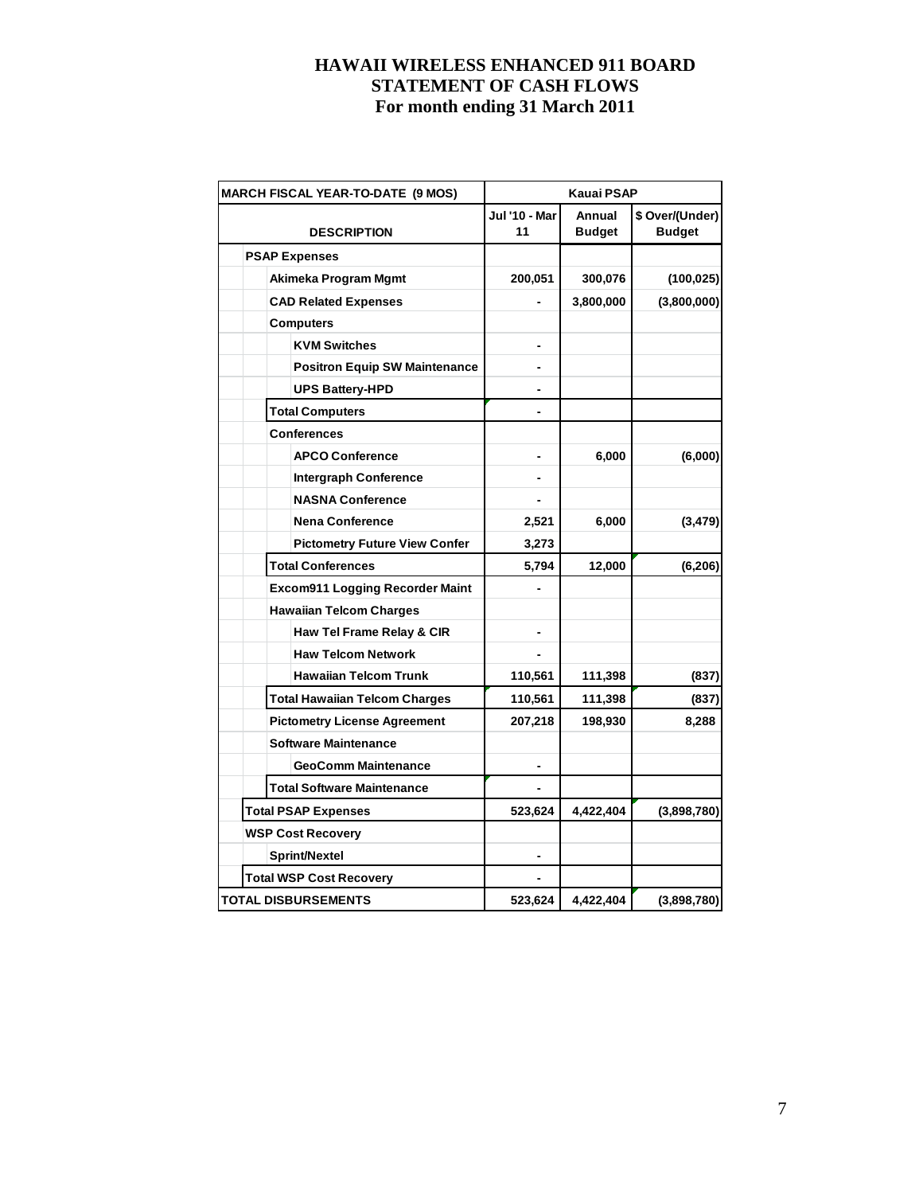# HAWAII WIRELESS ENHANCED 911 BOARD
# STATEMENT OF CASH FLOWS
# For month ending 31 March 2011

| MARCH FISCAL YEAR-TO-DATE (9 MOS) | Kauai PSAP | | |
|---|---|---|---|
| DESCRIPTION | Jul '10 - Mar 11 | Annual Budget | $ Over/(Under) Budget |
| **PSAP Expenses** | | | |
| Akimeka Program Mgmt | 200,051 | 300,076 | (100,025) |
| CAD Related Expenses | - | 3,800,000 | (3,800,000) |
| Computers | | | |
| KVM Switches | - | | |
| Positron Equip SW Maintenance | - | | |
| UPS Battery-HPD | - | | |
| Total Computers | - | | |
| Conferences | | | |
| APCO Conference | - | 6,000 | (6,000) |
| Intergraph Conference | - | | |
| NASNA Conference | - | | |
| Nena Conference | 2,521 | 6,000 | (3,479) |
| Pictometry Future View Confer | 3,273 | | |
| Total Conferences | 5,794 | 12,000 | (6,206) |
| Excom911 Logging Recorder Maint | - | | |
| Hawaiian Telcom Charges | | | |
| Haw Tel Frame Relay & CIR | - | | |
| Haw Telcom Network | - | | |
| Hawaiian Telcom Trunk | 110,561 | 111,398 | (837) |
| Total Hawaiian Telcom Charges | 110,561 | 111,398 | (837) |
| Pictometry License Agreement | 207,218 | 198,930 | 8,288 |
| Software Maintenance | | | |
| GeoComm Maintenance | - | | |
| Total Software Maintenance | - | | |
| **Total PSAP Expenses** | 523,624 | 4,422,404 | (3,898,780) |
| **WSP Cost Recovery** | | | |
| Sprint/Nextel | - | | |
| **Total WSP Cost Recovery** | - | | |
| **TOTAL DISBURSEMENTS** | 523,624 | 4,422,404 | (3,898,780) |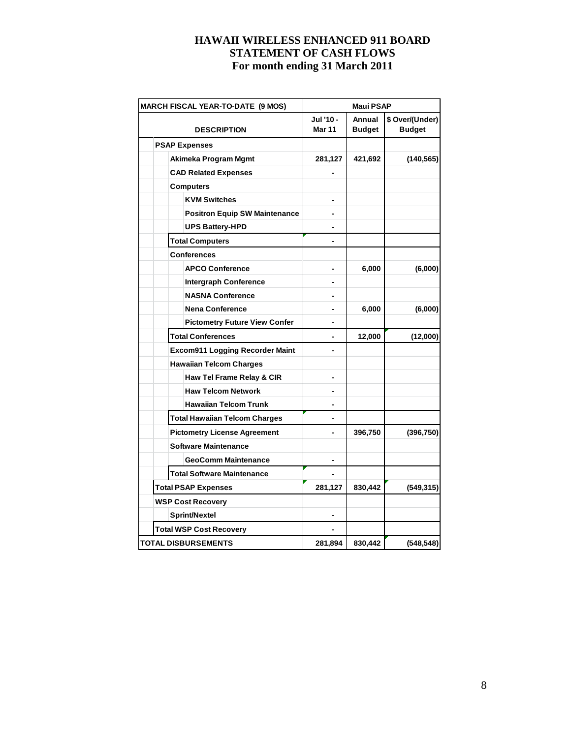# HAWAII WIRELESS ENHANCED 911 BOARD
## STATEMENT OF CASH FLOWS
### For month ending 31 March 2011

| MARCH FISCAL YEAR-TO-DATE (9 MOS) | Maui PSAP | | |
|---|---|---|---|
| DESCRIPTION | Jul '10 - Mar 11 | Annual Budget | $ Over/(Under) Budget |
| **PSAP Expenses** | | | |
| Akimeka Program Mgmt | 281,127 | 421,692 | (140,565) |
| CAD Related Expenses | - | | |
| Computers | | | |
| KVM Switches | - | | |
| Positron Equip SW Maintenance | - | | |
| UPS Battery-HPD | - | | |
| Total Computers | - | | |
| Conferences | | | |
| APCO Conference | - | 6,000 | (6,000) |
| Intergraph Conference | - | | |
| NASNA Conference | - | | |
| Nena Conference | - | 6,000 | (6,000) |
| Pictometry Future View Confer | - | | |
| Total Conferences | - | 12,000 | (12,000) |
| Excom911 Logging Recorder Maint | - | | |
| Hawaiian Telcom Charges | | | |
| Haw Tel Frame Relay & CIR | - | | |
| Haw Telcom Network | - | | |
| Hawaiian Telcom Trunk | - | | |
| Total Hawaiian Telcom Charges | - | | |
| Pictometry License Agreement | - | 396,750 | (396,750) |
| Software Maintenance | | | |
| GeoComm Maintenance | - | | |
| Total Software Maintenance | - | | |
| **Total PSAP Expenses** | 281,127 | 830,442 | (549,315) |
| **WSP Cost Recovery** | | | |
| Sprint/Nextel | - | | |
| **Total WSP Cost Recovery** | - | | |
| **TOTAL DISBURSEMENTS** | 281,894 | 830,442 | (548,548) |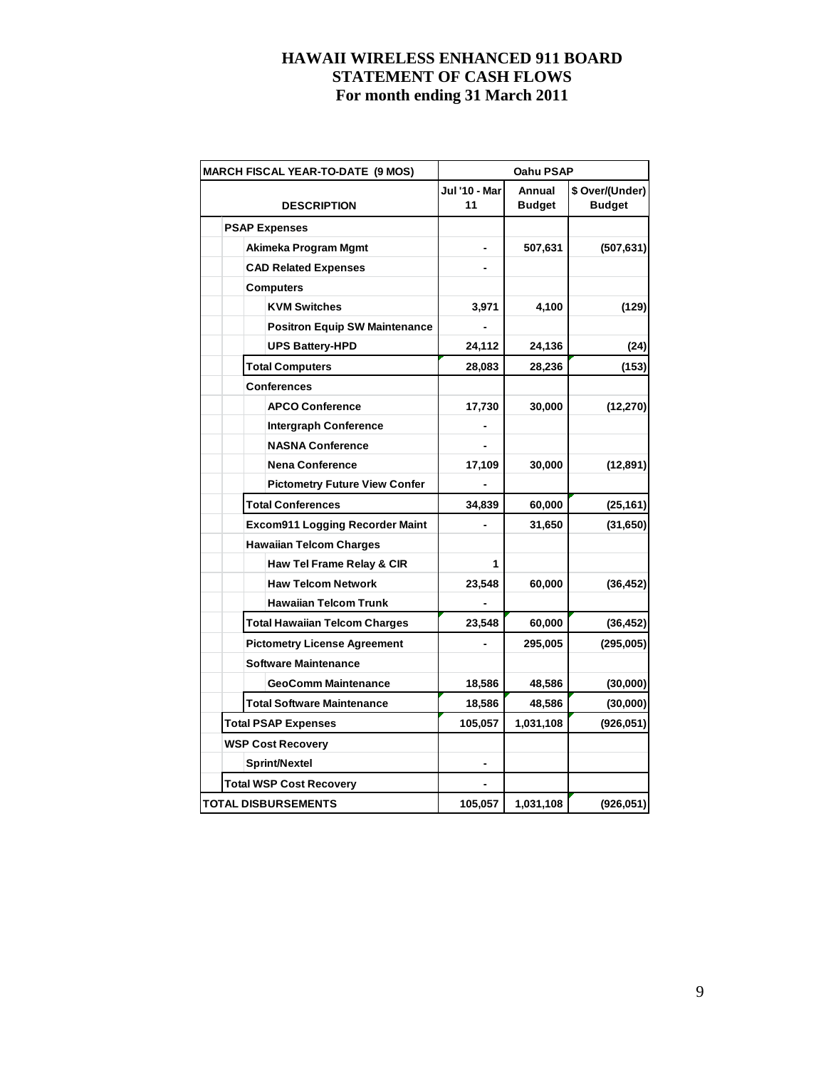# HAWAII WIRELESS ENHANCED 911 BOARD
# STATEMENT OF CASH FLOWS
# For month ending 31 March 2011

| MARCH FISCAL YEAR-TO-DATE (9 MOS) | Oahu PSAP | | |
|---|---|---|---|
| DESCRIPTION | Jul '10 - Mar 11 | Annual Budget | $ Over/(Under) Budget |
| PSAP Expenses | | | |
| Akimeka Program Mgmt | - | 507,631 | (507,631) |
| CAD Related Expenses | - | | |
| Computers | | | |
| KVM Switches | 3,971 | 4,100 | (129) |
| Positron Equip SW Maintenance | - | | |
| UPS Battery-HPD | 24,112 | 24,136 | (24) |
| Total Computers | 28,083 | 28,236 | (153) |
| Conferences | | | |
| APCO Conference | 17,730 | 30,000 | (12,270) |
| Intergraph Conference | - | | |
| NASNA Conference | - | | |
| Nena Conference | 17,109 | 30,000 | (12,891) |
| Pictometry Future View Confer | - | | |
| Total Conferences | 34,839 | 60,000 | (25,161) |
| Excom911 Logging Recorder Maint | - | 31,650 | (31,650) |
| Hawaiian Telcom Charges | | | |
| Haw Tel Frame Relay & CIR | 1 | | |
| Haw Telcom Network | 23,548 | 60,000 | (36,452) |
| Hawaiian Telcom Trunk | - | | |
| Total Hawaiian Telcom Charges | 23,548 | 60,000 | (36,452) |
| Pictometry License Agreement | - | 295,005 | (295,005) |
| Software Maintenance | | | |
| GeoComm Maintenance | 18,586 | 48,586 | (30,000) |
| Total Software Maintenance | 18,586 | 48,586 | (30,000) |
| Total PSAP Expenses | 105,057 | 1,031,108 | (926,051) |
| WSP Cost Recovery | | | |
| Sprint/Nextel | - | | |
| Total WSP Cost Recovery | - | | |
| TOTAL DISBURSEMENTS | 105,057 | 1,031,108 | (926,051) |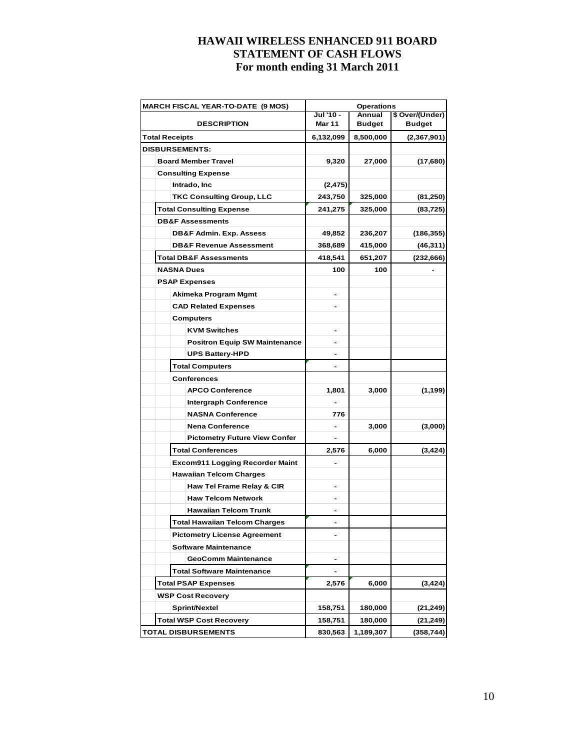# HAWAII WIRELESS ENHANCED 911 BOARD
## STATEMENT OF CASH FLOWS
### For month ending 31 March 2011

| MARCH FISCAL YEAR-TO-DATE (9 MOS) | Operations | | |
|---|---|---|---|
| **DESCRIPTION** | **Jul '10 - Mar 11** | **Annual Budget** | **$ Over/(Under) Budget** |
| **Total Receipts** | 6,132,099 | 8,500,000 | (2,367,901) |
| **DISBURSEMENTS:** | | | |
| Board Member Travel | 9,320 | 27,000 | (17,680) |
| Consulting Expense | | | |
| Intrado, Inc | (2,475) | | |
| TKC Consulting Group, LLC | 243,750 | 325,000 | (81,250) |
| Total Consulting Expense | 241,275 | 325,000 | (83,725) |
| DB&F Assessments | | | |
| DB&F Admin. Exp. Assess | 49,852 | 236,207 | (186,355) |
| DB&F Revenue Assessment | 368,689 | 415,000 | (46,311) |
| Total DB&F Assessments | 418,541 | 651,207 | (232,666) |
| NASNA Dues | 100 | 100 | - |
| PSAP Expenses | | | |
| Akimeka Program Mgmt | - | | |
| CAD Related Expenses | - | | |
| Computers | | | |
| KVM Switches | - | | |
| Positron Equip SW Maintenance | - | | |
| UPS Battery-HPD | - | | |
| Total Computers | - | | |
| Conferences | | | |
| APCO Conference | 1,801 | 3,000 | (1,199) |
| Intergraph Conference | - | | |
| NASNA Conference | 776 | | |
| Nena Conference | - | 3,000 | (3,000) |
| Pictometry Future View Confer | - | | |
| Total Conferences | 2,576 | 6,000 | (3,424) |
| Excom911 Logging Recorder Maint | - | | |
| Hawaiian Telcom Charges | | | |
| Haw Tel Frame Relay & CIR | - | | |
| Haw Telcom Network | - | | |
| Hawaiian Telcom Trunk | - | | |
| Total Hawaiian Telcom Charges | - | | |
| Pictometry License Agreement | - | | |
| Software Maintenance | | | |
| GeoComm Maintenance | - | | |
| Total Software Maintenance | - | | |
| Total PSAP Expenses | 2,576 | 6,000 | (3,424) |
| WSP Cost Recovery | | | |
| Sprint/Nextel | 158,751 | 180,000 | (21,249) |
| Total WSP Cost Recovery | 158,751 | 180,000 | (21,249) |
| **TOTAL DISBURSEMENTS** | 830,563 | 1,189,307 | (358,744) |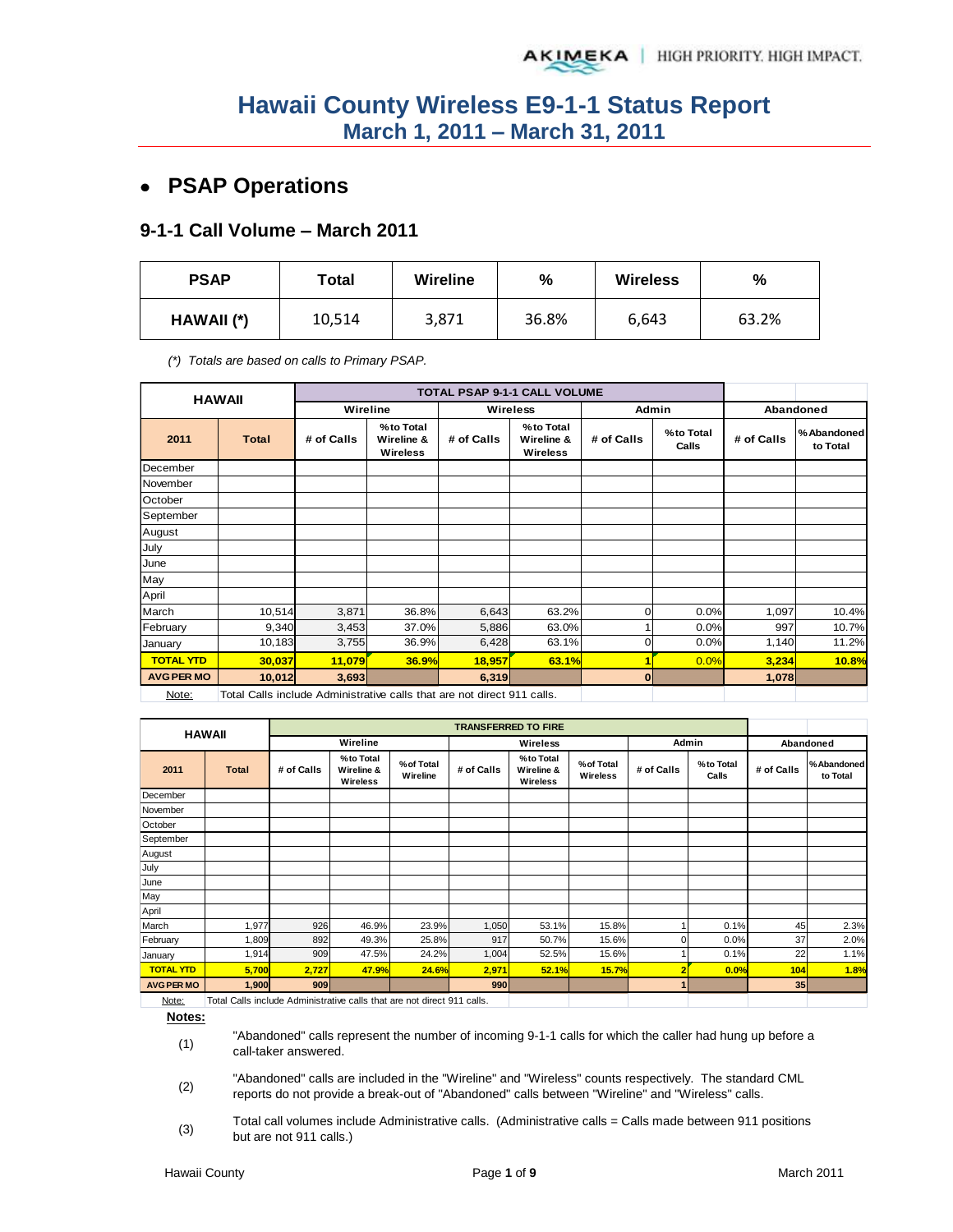# Hawaii County Wireless E9-1-1 Status Report
## March 1, 2011 – March 31, 2011

- **PSAP Operations**

### 9-1-1 Call Volume – March 2011

| PSAP | Total | Wireline | % | Wireless | % |
|---|---|---|---|---|---|
| HAWAII (*) | 10,514 | 3,871 | 36.8% | 6,643 | 63.2% |

*(*) Totals are based on calls to Primary PSAP.*

| HAWAII | | TOTAL PSAP 9-1-1 CALL VOLUME | | | | | | | |
|---|---|---|---|---|---|---|---|---|---|
| | | Wireline | | Wireless | | Admin | | Abandoned | |
| 2011 | Total | # of Calls | % to Total Wireline & Wireless | # of Calls | % to Total Wireline & Wireless | # of Calls | % to Total Calls | # of Calls | % Abandoned to Total |
| December | | | | | | | | | |
| November | | | | | | | | | |
| October | | | | | | | | | |
| September | | | | | | | | | |
| August | | | | | | | | | |
| July | | | | | | | | | |
| June | | | | | | | | | |
| May | | | | | | | | | |
| April | | | | | | | | | |
| March | 10,514 | 3,871 | 36.8% | 6,643 | 63.2% | 0 | 0.0% | 1,097 | 10.4% |
| February | 9,340 | 3,453 | 37.0% | 5,886 | 63.0% | 1 | 0.0% | 997 | 10.7% |
| January | 10,183 | 3,755 | 36.9% | 6,428 | 63.1% | 0 | 0.0% | 1,140 | 11.2% |
| **TOTAL YTD** | **30,037** | **11,079** | **36.9%** | **18,957** | **63.1%** | **1** | **0.0%** | **3,234** | **10.8%** |
| **AVG PER MO** | **10,012** | **3,693** | | **6,319** | | **0** | | **1,078** | |

Note: Total Calls include Administrative calls that are not direct 911 calls.

| HAWAII | | TRANSFERRED TO FIRE | | | | | | | | | |
|---|---|---|---|---|---|---|---|---|---|---|---|
| | | Wireline | | | Wireless | | | Admin | | Abandoned | |
| 2011 | Total | # of Calls | % to Total Wireline & Wireless | % of Total Wireline | # of Calls | % to Total Wireline & Wireless | % of Total Wireless | # of Calls | % to Total Calls | # of Calls | % Abandoned to Total |
| December | | | | | | | | | | | |
| November | | | | | | | | | | | |
| October | | | | | | | | | | | |
| September | | | | | | | | | | | |
| August | | | | | | | | | | | |
| July | | | | | | | | | | | |
| June | | | | | | | | | | | |
| May | | | | | | | | | | | |
| April | | | | | | | | | | | |
| March | 1,977 | 926 | 46.9% | 23.9% | 1,050 | 53.1% | 15.8% | 1 | 0.1% | 45 | 2.3% |
| February | 1,809 | 892 | 49.3% | 25.8% | 917 | 50.7% | 15.6% | 0 | 0.0% | 37 | 2.0% |
| January | 1,914 | 909 | 47.5% | 24.2% | 1,004 | 52.5% | 15.6% | 1 | 0.1% | 22 | 1.1% |
| **TOTAL YTD** | **5,700** | **2,727** | **47.9%** | **24.6%** | **2,971** | **52.1%** | **15.7%** | **2** | **0.0%** | **104** | **1.8%** |
| **AVG PER MO** | **1,900** | **909** | | | **990** | | | **1** | | **35** | |

Note: Total Calls include Administrative calls that are not direct 911 calls.

**Notes:**

(1) "Abandoned" calls represent the number of incoming 9-1-1 calls for which the caller had hung up before a call-taker answered.

(2) "Abandoned" calls are included in the "Wireline" and "Wireless" counts respectively. The standard CML reports do not provide a break-out of "Abandoned" calls between "Wireline" and "Wireless" calls.

(3) Total call volumes include Administrative calls. (Administrative calls = Calls made between 911 positions but are not 911 calls.)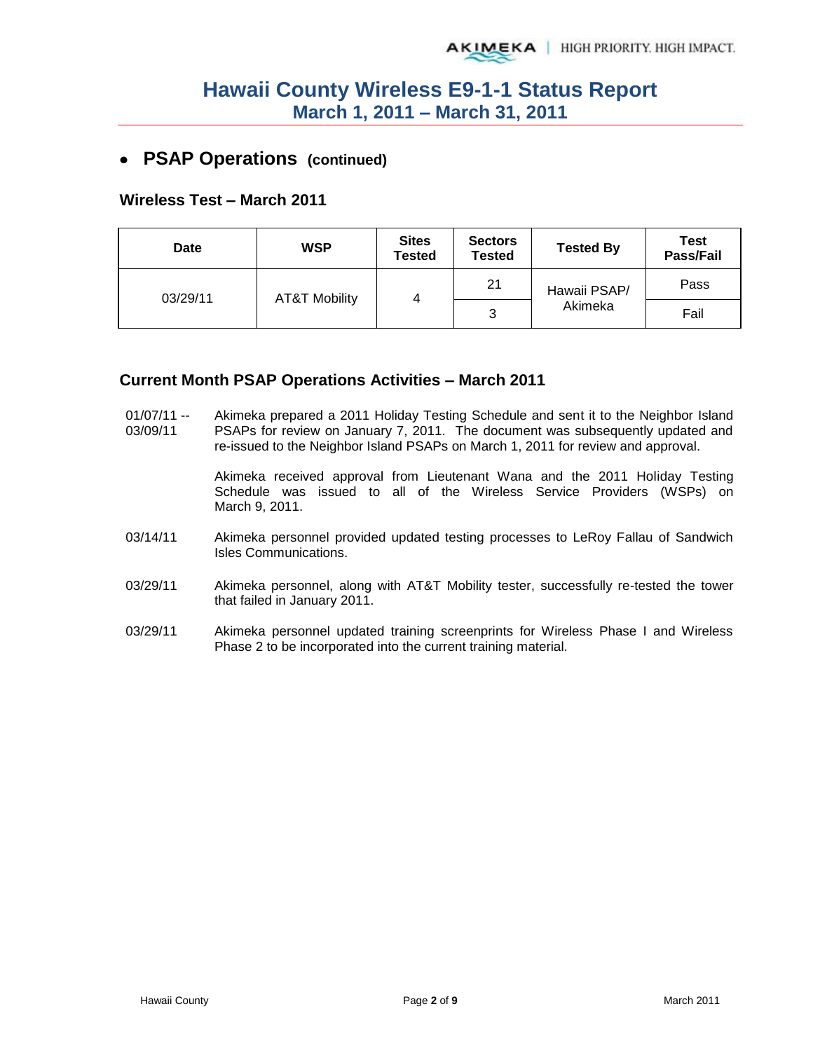# Hawaii County Wireless E9-1-1 Status Report
## March 1, 2011 – March 31, 2011

- **PSAP Operations** **(continued)**

### Wireless Test – March 2011

| Date | WSP | Sites Tested | Sectors Tested | Tested By | Test Pass/Fail |
|---|---|---|---|---|---|
| 03/29/11 | AT&T Mobility | 4 | 21 | Hawaii PSAP/ Akimeka | Pass |
| | | | 3 | | Fail |

### Current Month PSAP Operations Activities – March 2011

01/07/11 -- 03/09/11 Akimeka prepared a 2011 Holiday Testing Schedule and sent it to the Neighbor Island PSAPs for review on January 7, 2011. The document was subsequently updated and re-issued to the Neighbor Island PSAPs on March 1, 2011 for review and approval.

Akimeka received approval from Lieutenant Wana and the 2011 Holiday Testing Schedule was issued to all of the Wireless Service Providers (WSPs) on March 9, 2011.

03/14/11 Akimeka personnel provided updated testing processes to LeRoy Fallau of Sandwich Isles Communications.

03/29/11 Akimeka personnel, along with AT&T Mobility tester, successfully re-tested the tower that failed in January 2011.

03/29/11 Akimeka personnel updated training screenprints for Wireless Phase I and Wireless Phase 2 to be incorporated into the current training material.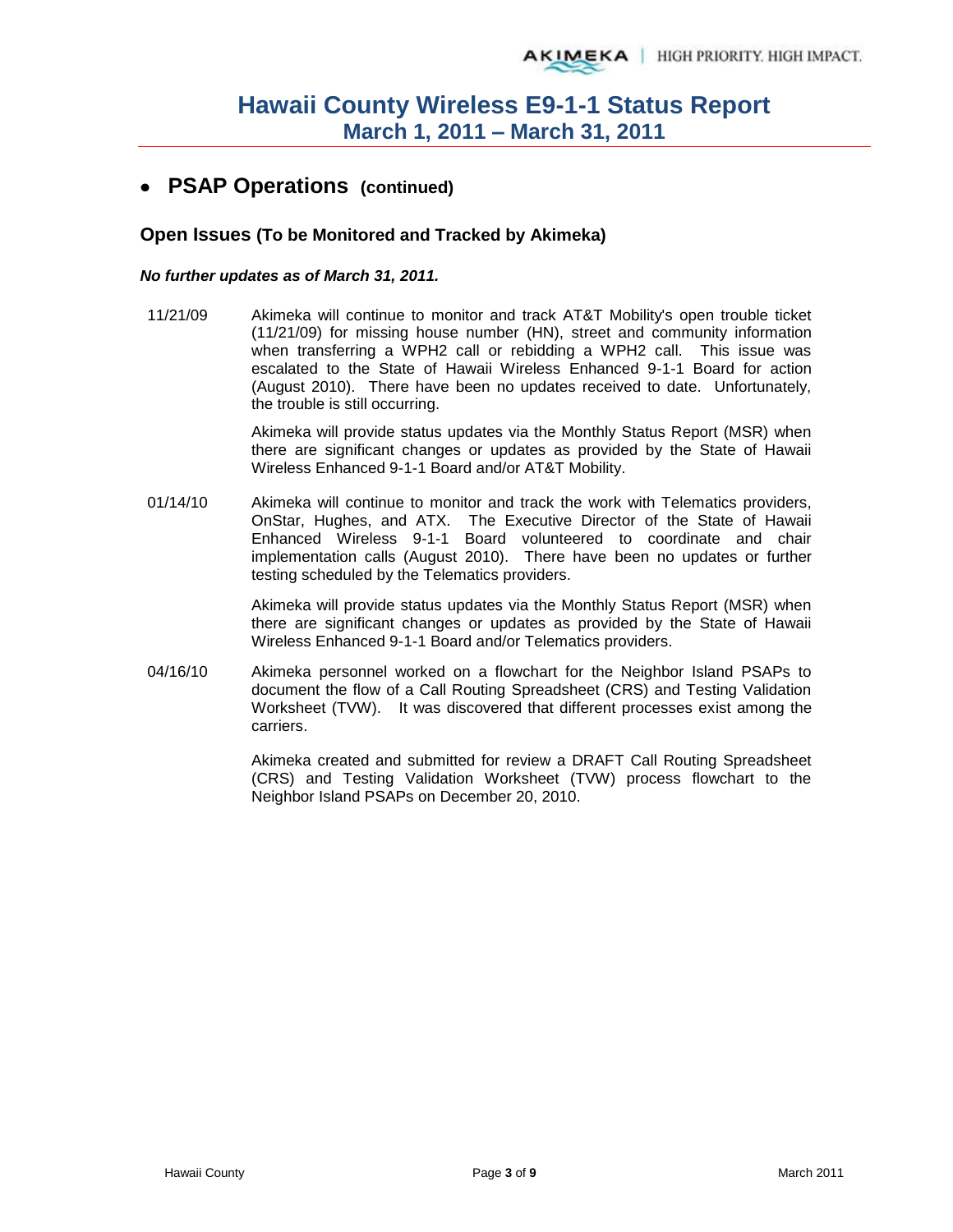# Hawaii County Wireless E9-1-1 Status Report
## March 1, 2011 – March 31, 2011

- **PSAP Operations (continued)**

### Open Issues (To be Monitored and Tracked by Akimeka)

***No further updates as of March 31, 2011.***

11/21/09 Akimeka will continue to monitor and track AT&T Mobility's open trouble ticket (11/21/09) for missing house number (HN), street and community information when transferring a WPH2 call or rebidding a WPH2 call. This issue was escalated to the State of Hawaii Wireless Enhanced 9-1-1 Board for action (August 2010). There have been no updates received to date. Unfortunately, the trouble is still occurring.

Akimeka will provide status updates via the Monthly Status Report (MSR) when there are significant changes or updates as provided by the State of Hawaii Wireless Enhanced 9-1-1 Board and/or AT&T Mobility.

01/14/10 Akimeka will continue to monitor and track the work with Telematics providers, OnStar, Hughes, and ATX. The Executive Director of the State of Hawaii Enhanced Wireless 9-1-1 Board volunteered to coordinate and chair implementation calls (August 2010). There have been no updates or further testing scheduled by the Telematics providers.

Akimeka will provide status updates via the Monthly Status Report (MSR) when there are significant changes or updates as provided by the State of Hawaii Wireless Enhanced 9-1-1 Board and/or Telematics providers.

04/16/10 Akimeka personnel worked on a flowchart for the Neighbor Island PSAPs to document the flow of a Call Routing Spreadsheet (CRS) and Testing Validation Worksheet (TVW). It was discovered that different processes exist among the carriers.

Akimeka created and submitted for review a DRAFT Call Routing Spreadsheet (CRS) and Testing Validation Worksheet (TVW) process flowchart to the Neighbor Island PSAPs on December 20, 2010.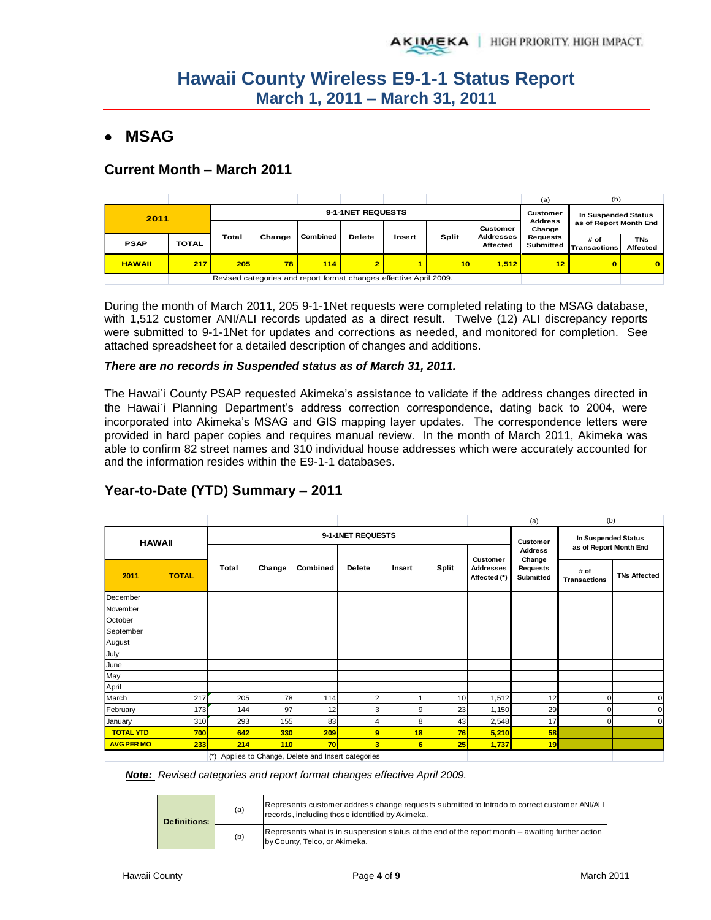# Hawaii County Wireless E9-1-1 Status Report
## March 1, 2011 – March 31, 2011

- ## MSAG

### Current Month – March 2011

| 2011 | | 9-1-1NET REQUESTS | | | | | | | (a) | (b) | |
|---|---|---|---|---|---|---|---|---|---|---|---|
| PSAP | TOTAL | Total | Change | Combined | Delete | Insert | Split | Customer Addresses Affected | Customer Address Change Requests Submitted | In Suspended Status as of Report Month End # of Transactions | TNs Affected |
| HAWAII | 217 | 205 | 78 | 114 | 2 | 1 | 10 | 1,512 | 12 | 0 | 0 |

Revised categories and report format changes effective April 2009.

During the month of March 2011, 205 9-1-1Net requests were completed relating to the MSAG database, with 1,512 customer ANI/ALI records updated as a direct result. Twelve (12) ALI discrepancy reports were submitted to 9-1-1Net for updates and corrections as needed, and monitored for completion. See attached spreadsheet for a detailed description of changes and additions.

***There are no records in Suspended status as of March 31, 2011.***

The Hawai`i County PSAP requested Akimeka's assistance to validate if the address changes directed in the Hawai`i Planning Department's address correction correspondence, dating back to 2004, were incorporated into Akimeka's MSAG and GIS mapping layer updates. The correspondence letters were provided in hard paper copies and requires manual review. In the month of March 2011, Akimeka was able to confirm 82 street names and 310 individual house addresses which were accurately accounted for and the information resides within the E9-1-1 databases.

### Year-to-Date (YTD) Summary – 2011

| HAWAII | | 9-1-1NET REQUESTS | | | | | | | (a) | (b) | |
|---|---|---|---|---|---|---|---|---|---|---|---|
| 2011 | TOTAL | Total | Change | Combined | Delete | Insert | Split | Customer Addresses Affected (*) | Customer Address Change Requests Submitted | In Suspended Status as of Report Month End # of Transactions | TNs Affected |
| December | | | | | | | | | | | |
| November | | | | | | | | | | | |
| October | | | | | | | | | | | |
| September | | | | | | | | | | | |
| August | | | | | | | | | | | |
| July | | | | | | | | | | | |
| June | | | | | | | | | | | |
| May | | | | | | | | | | | |
| April | | | | | | | | | | | |
| March | 217 | 205 | 78 | 114 | 2 | 1 | 10 | 1,512 | 12 | 0 | 0 |
| February | 173 | 144 | 97 | 12 | 3 | 9 | 23 | 1,150 | 29 | 0 | 0 |
| January | 310 | 293 | 155 | 83 | 4 | 8 | 43 | 2,548 | 17 | 0 | 0 |
| TOTAL YTD | 700 | 642 | 330 | 209 | 9 | 18 | 76 | 5,210 | 58 | | |
| AVG PER MO | 233 | 214 | 110 | 70 | 3 | 6 | 25 | 1,737 | 19 | | |

(*) Applies to Change, Delete and Insert categories

***Note:*** *Revised categories and report format changes effective April 2009.*

| Definitions: | | |
|---|---|---|
| | (a) | Represents customer address change requests submitted to Intrado to correct customer ANI/ALI records, including those identified by Akimeka. |
| | (b) | Represents what is in suspension status at the end of the report month -- awaiting further action by County, Telco, or Akimeka. |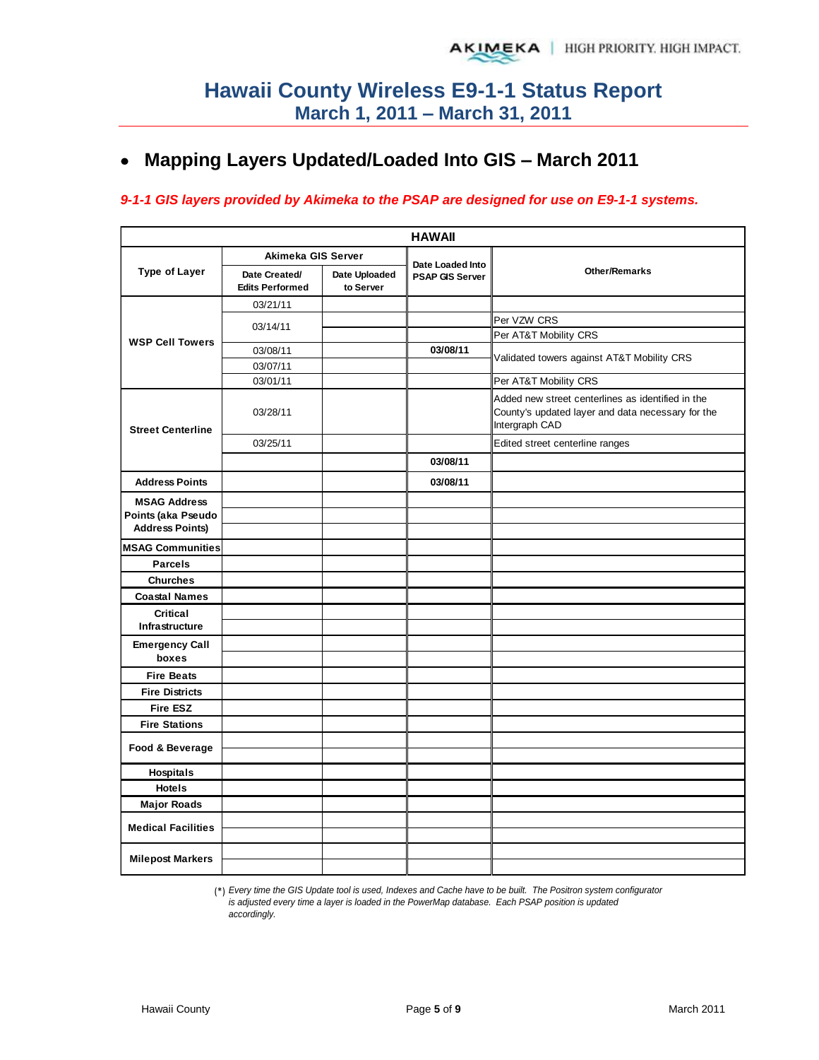# Hawaii County Wireless E9-1-1 Status Report
## March 1, 2011 – March 31, 2011

- **Mapping Layers Updated/Loaded Into GIS – March 2011**

*9-1-1 GIS layers provided by Akimeka to the PSAP are designed for use on E9-1-1 systems.*

| HAWAII | | | | |
|---|---|---|---|---|
| Type of Layer | Akimeka GIS Server | | Date Loaded Into PSAP GIS Server | Other/Remarks |
| | Date Created/ Edits Performed | Date Uploaded to Server | | |
| WSP Cell Towers | 03/21/11 | | | |
| | 03/14/11 | | | Per VZW CRS |
| | | | | Per AT&T Mobility CRS |
| | 03/08/11 | | 03/08/11 | Validated towers against AT&T Mobility CRS |
| | 03/07/11 | | | |
| | 03/01/11 | | | Per AT&T Mobility CRS |
| Street Centerline | 03/28/11 | | | Added new street centerlines as identified in the County's updated layer and data necessary for the Intergraph CAD |
| | 03/25/11 | | | Edited street centerline ranges |
| | | | 03/08/11 | |
| Address Points | | | 03/08/11 | |
| MSAG Address Points (aka Pseudo Address Points) | | | | |
| MSAG Communities | | | | |
| Parcels | | | | |
| Churches | | | | |
| Coastal Names | | | | |
| Critical Infrastructure | | | | |
| Emergency Call boxes | | | | |
| Fire Beats | | | | |
| Fire Districts | | | | |
| Fire ESZ | | | | |
| Fire Stations | | | | |
| Food & Beverage | | | | |
| Hospitals | | | | |
| Hotels | | | | |
| Major Roads | | | | |
| Medical Facilities | | | | |
| Milepost Markers | | | | |

(*) *Every time the GIS Update tool is used, Indexes and Cache have to be built. The Positron system configurator is adjusted every time a layer is loaded in the PowerMap database. Each PSAP position is updated accordingly.*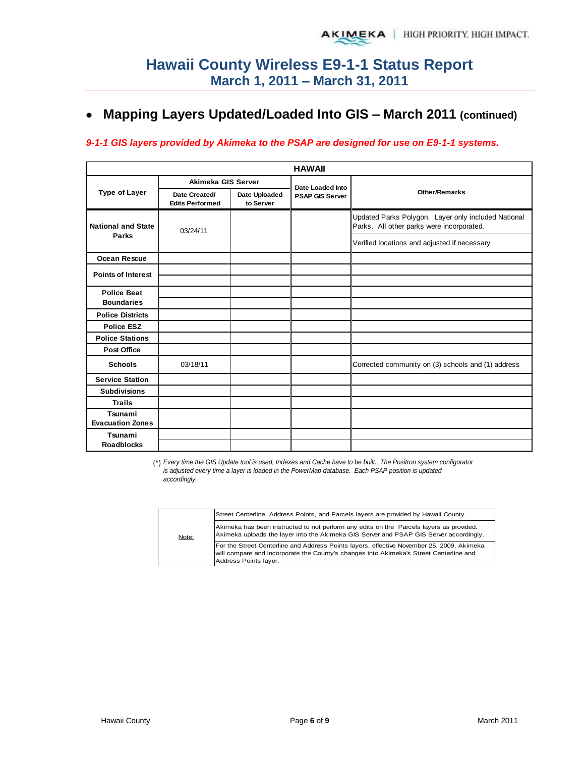# Hawaii County Wireless E9-1-1 Status Report
## March 1, 2011 – March 31, 2011

- **Mapping Layers Updated/Loaded Into GIS – March 2011 (continued)**

*9-1-1 GIS layers provided by Akimeka to the PSAP are designed for use on E9-1-1 systems.*

| HAWAII | | | | |
|---|---|---|---|---|
| Type of Layer | Akimeka GIS Server | | Date Loaded Into PSAP GIS Server | Other/Remarks |
| | Date Created/ Edits Performed | Date Uploaded to Server | | |
| National and State Parks | 03/24/11 | | | Updated Parks Polygon. Layer only included National Parks. All other parks were incorporated. |
| | | | | Verified locations and adjusted if necessary |
| Ocean Rescue | | | | |
| Points of Interest | | | | |
| | | | | |
| Police Beat Boundaries | | | | |
| | | | | |
| Police Districts | | | | |
| Police ESZ | | | | |
| Police Stations | | | | |
| Post Office | | | | |
| Schools | 03/18/11 | | | Corrected community on (3) schools and (1) address |
| Service Station | | | | |
| Subdivisions | | | | |
| Trails | | | | |
| Tsunami Evacuation Zones | | | | |
| Tsunami Roadblocks | | | | |
| | | | | |

(*) *Every time the GIS Update tool is used, Indexes and Cache have to be built. The Positron system configurator is adjusted every time a layer is loaded in the PowerMap database. Each PSAP position is updated accordingly.*

| | |
|---|---|
| Note: | Street Centerline, Address Points, and Parcels layers are provided by Hawaii County. |
| | Akimeka has been instructed to not perform any edits on the Parcels layers as provided. Akimeka uploads the layer into the Akimeka GIS Server and PSAP GIS Server accordingly. |
| | For the Street Centerline and Address Points layers, effective November 25, 2009, Akimeka will compare and incorporate the County's changes into Akimeka's Street Centerline and Address Points layer. |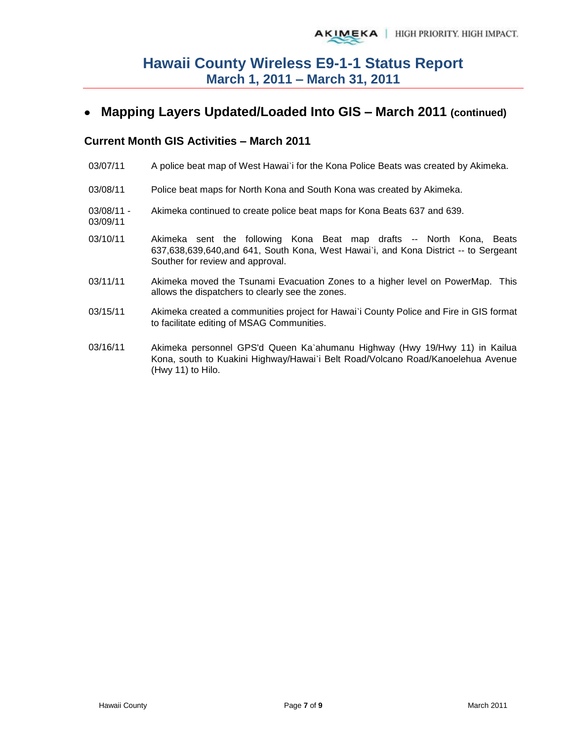# Hawaii County Wireless E9-1-1 Status Report
## March 1, 2011 – March 31, 2011

- **Mapping Layers Updated/Loaded Into GIS – March 2011 (continued)**

### Current Month GIS Activities – March 2011

| | |
|---|---|
| 03/07/11 | A police beat map of West Hawai`i for the Kona Police Beats was created by Akimeka. |
| 03/08/11 | Police beat maps for North Kona and South Kona was created by Akimeka. |
| 03/08/11 - 03/09/11 | Akimeka continued to create police beat maps for Kona Beats 637 and 639. |
| 03/10/11 | Akimeka sent the following Kona Beat map drafts -- North Kona, Beats 637,638,639,640,and 641, South Kona, West Hawai`i, and Kona District -- to Sergeant Souther for review and approval. |
| 03/11/11 | Akimeka moved the Tsunami Evacuation Zones to a higher level on PowerMap. This allows the dispatchers to clearly see the zones. |
| 03/15/11 | Akimeka created a communities project for Hawai`i County Police and Fire in GIS format to facilitate editing of MSAG Communities. |
| 03/16/11 | Akimeka personnel GPS'd Queen Ka`ahumanu Highway (Hwy 19/Hwy 11) in Kailua Kona, south to Kuakini Highway/Hawai`i Belt Road/Volcano Road/Kanoelehua Avenue (Hwy 11) to Hilo. |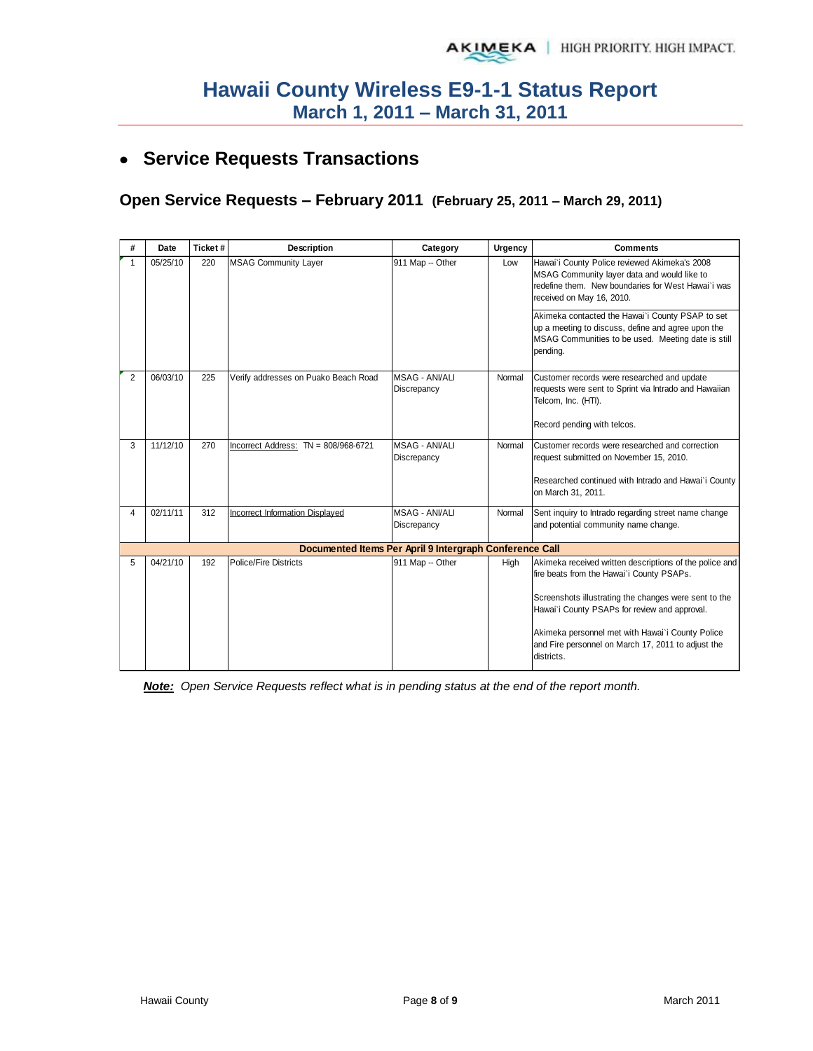# Hawaii County Wireless E9-1-1 Status Report
## March 1, 2011 – March 31, 2011

- **Service Requests Transactions**

### Open Service Requests – February 2011 (February 25, 2011 – March 29, 2011)

| # | Date | Ticket # | Description | Category | Urgency | Comments |
|---|---|---|---|---|---|---|
| 1 | 05/25/10 | 220 | MSAG Community Layer | 911 Map -- Other | Low | Hawai`i County Police reviewed Akimeka's 2008 MSAG Community layer data and would like to redefine them. New boundaries for West Hawai`i was received on May 16, 2010.<br><br>Akimeka contacted the Hawai`i County PSAP to set up a meeting to discuss, define and agree upon the MSAG Communities to be used. Meeting date is still pending. |
| 2 | 06/03/10 | 225 | Verify addresses on Puako Beach Road | MSAG - ANI/ALI Discrepancy | Normal | Customer records were researched and update requests were sent to Sprint via Intrado and Hawaiian Telcom, Inc. (HTI).<br><br>Record pending with telcos. |
| 3 | 11/12/10 | 270 | Incorrect Address: TN = 808/968-6721 | MSAG - ANI/ALI Discrepancy | Normal | Customer records were researched and correction request submitted on November 15, 2010.<br><br>Researched continued with Intrado and Hawai`i County on March 31, 2011. |
| 4 | 02/11/11 | 312 | Incorrect Information Displayed | MSAG - ANI/ALI Discrepancy | Normal | Sent inquiry to Intrado regarding street name change and potential community name change. |
| | | | **Documented Items Per April 9 Intergraph Conference Call** | | | |
| 5 | 04/21/10 | 192 | Police/Fire Districts | 911 Map -- Other | High | Akimeka received written descriptions of the police and fire beats from the Hawai`i County PSAPs.<br><br>Screenshots illustrating the changes were sent to the Hawai`i County PSAPs for review and approval.<br><br>Akimeka personnel met with Hawai`i County Police and Fire personnel on March 17, 2011 to adjust the districts. |

***Note:*** *Open Service Requests reflect what is in pending status at the end of the report month.*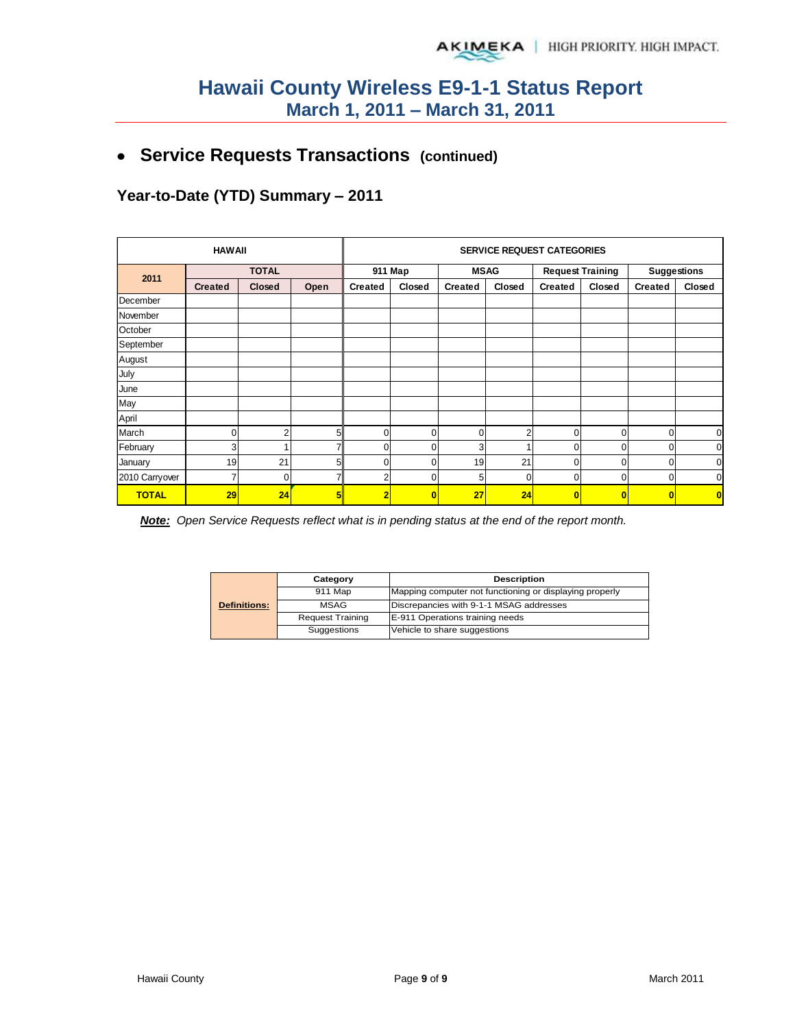# Hawaii County Wireless E9-1-1 Status Report
## March 1, 2011 – March 31, 2011

- **Service Requests Transactions (continued)**

### Year-to-Date (YTD) Summary – 2011

| HAWAII | | | | SERVICE REQUEST CATEGORIES | | | | | | | |
|---|---|---|---|---|---|---|---|---|---|---|---|
| 2011 | TOTAL | | | 911 Map | | MSAG | | Request Training | | Suggestions | |
| | Created | Closed | Open | Created | Closed | Created | Closed | Created | Closed | Created | Closed |
| December | | | | | | | | | | | |
| November | | | | | | | | | | | |
| October | | | | | | | | | | | |
| September | | | | | | | | | | | |
| August | | | | | | | | | | | |
| July | | | | | | | | | | | |
| June | | | | | | | | | | | |
| May | | | | | | | | | | | |
| April | | | | | | | | | | | |
| March | 0 | 2 | 5 | 0 | 0 | 0 | 2 | 0 | 0 | 0 | 0 |
| February | 3 | 1 | 7 | 0 | 0 | 3 | 1 | 0 | 0 | 0 | 0 |
| January | 19 | 21 | 5 | 0 | 0 | 19 | 21 | 0 | 0 | 0 | 0 |
| 2010 Carryover | 7 | 0 | 7 | 2 | 0 | 5 | 0 | 0 | 0 | 0 | 0 |
| **TOTAL** | **29** | **24** | **5** | **2** | **0** | **27** | **24** | **0** | **0** | **0** | **0** |

***Note:*** *Open Service Requests reflect what is in pending status at the end of the report month.*

| | Category | Description |
|---|---|---|
| **Definitions:** | 911 Map | Mapping computer not functioning or displaying properly |
| | MSAG | Discrepancies with 9-1-1 MSAG addresses |
| | Request Training | E-911 Operations training needs |
| | Suggestions | Vehicle to share suggestions |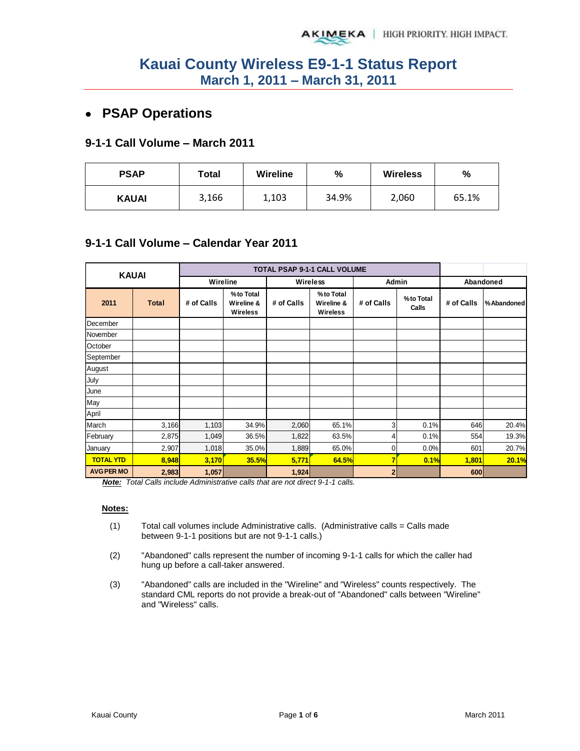# Kauai County Wireless E9-1-1 Status Report
## March 1, 2011 – March 31, 2011

- **PSAP Operations**

### 9-1-1 Call Volume – March 2011

| PSAP | Total | Wireline | % | Wireless | % |
|---|---|---|---|---|---|
| KAUAI | 3,166 | 1,103 | 34.9% | 2,060 | 65.1% |

### 9-1-1 Call Volume – Calendar Year 2011

| KAUAI | | TOTAL PSAP 9-1-1 CALL VOLUME | | | | | | | |
|---|---|---|---|---|---|---|---|---|---|
| | | Wireline | | Wireless | | Admin | | Abandoned | |
| 2011 | Total | # of Calls | % to Total Wireline & Wireless | # of Calls | % to Total Wireline & Wireless | # of Calls | % to Total Calls | # of Calls | % Abandoned |
| December | | | | | | | | | |
| November | | | | | | | | | |
| October | | | | | | | | | |
| September | | | | | | | | | |
| August | | | | | | | | | |
| July | | | | | | | | | |
| June | | | | | | | | | |
| May | | | | | | | | | |
| April | | | | | | | | | |
| March | 3,166 | 1,103 | 34.9% | 2,060 | 65.1% | 3 | 0.1% | 646 | 20.4% |
| February | 2,875 | 1,049 | 36.5% | 1,822 | 63.5% | 4 | 0.1% | 554 | 19.3% |
| January | 2,907 | 1,018 | 35.0% | 1,889 | 65.0% | 0 | 0.0% | 601 | 20.7% |
| **TOTAL YTD** | **8,948** | **3,170** | **35.5%** | **5,771** | **64.5%** | **7** | **0.1%** | **1,801** | **20.1%** |
| **AVG PER MO** | **2,983** | **1,057** | | **1,924** | | **2** | | **600** | |

***Note:*** *Total Calls include Administrative calls that are not direct 9-1-1 calls.*

**Notes:**

(1) Total call volumes include Administrative calls. (Administrative calls = Calls made between 9-1-1 positions but are not 9-1-1 calls.)

(2) "Abandoned" calls represent the number of incoming 9-1-1 calls for which the caller had hung up before a call-taker answered.

(3) "Abandoned" calls are included in the "Wireline" and "Wireless" counts respectively. The standard CML reports do not provide a break-out of "Abandoned" calls between "Wireline" and "Wireless" calls.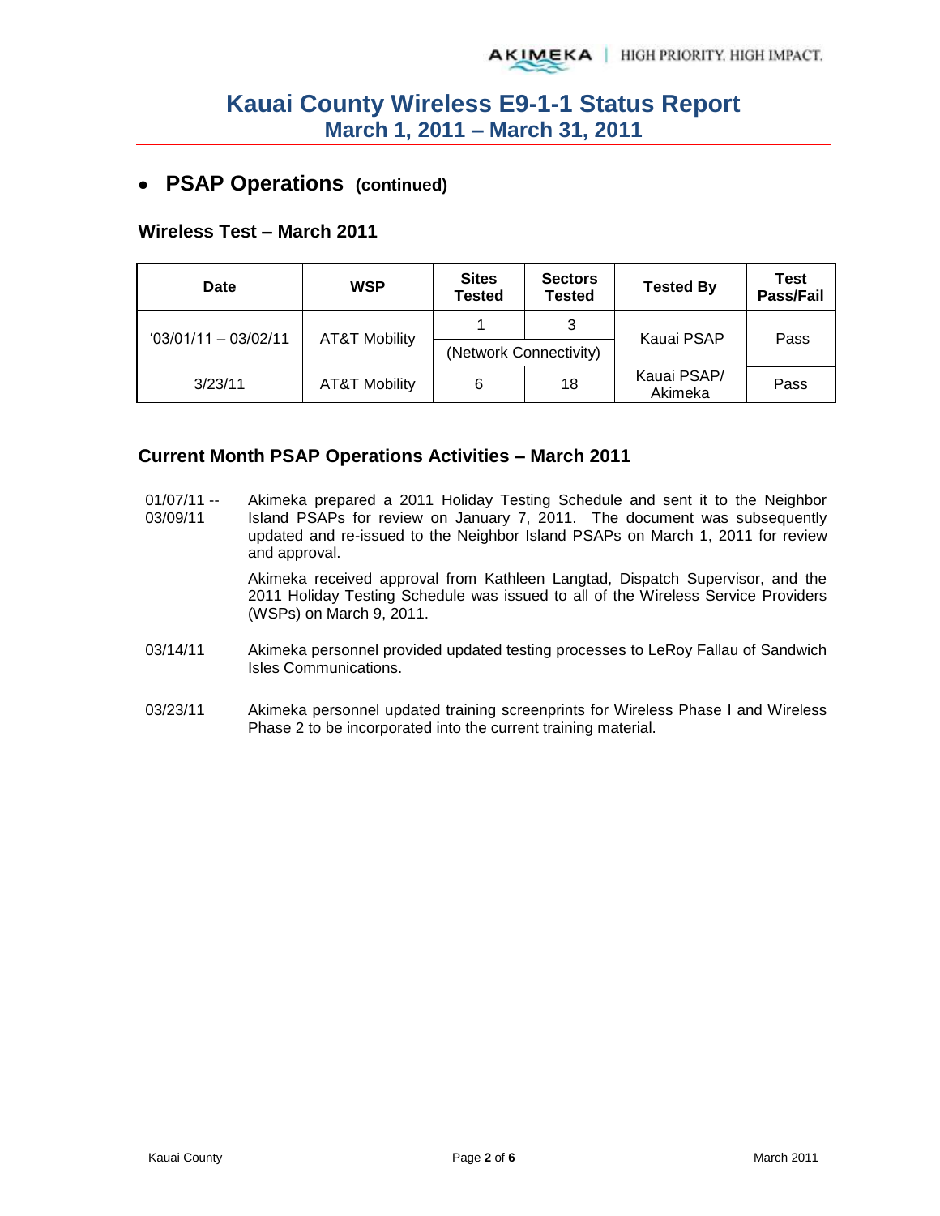# Kauai County Wireless E9-1-1 Status Report
## March 1, 2011 – March 31, 2011

- **PSAP Operations (continued)**

### Wireless Test – March 2011

| Date | WSP | Sites Tested | Sectors Tested | Tested By | Test Pass/Fail |
|---|---|---|---|---|---|
| '03/01/11 – 03/02/11 | AT&T Mobility | 1 | 3 | Kauai PSAP | Pass |
| | | (Network Connectivity) | | | |
| 3/23/11 | AT&T Mobility | 6 | 18 | Kauai PSAP/ Akimeka | Pass |

### Current Month PSAP Operations Activities – March 2011

01/07/11 -- 03/09/11 Akimeka prepared a 2011 Holiday Testing Schedule and sent it to the Neighbor Island PSAPs for review on January 7, 2011. The document was subsequently updated and re-issued to the Neighbor Island PSAPs on March 1, 2011 for review and approval.

Akimeka received approval from Kathleen Langtad, Dispatch Supervisor, and the 2011 Holiday Testing Schedule was issued to all of the Wireless Service Providers (WSPs) on March 9, 2011.

03/14/11 Akimeka personnel provided updated testing processes to LeRoy Fallau of Sandwich Isles Communications.

03/23/11 Akimeka personnel updated training screenprints for Wireless Phase I and Wireless Phase 2 to be incorporated into the current training material.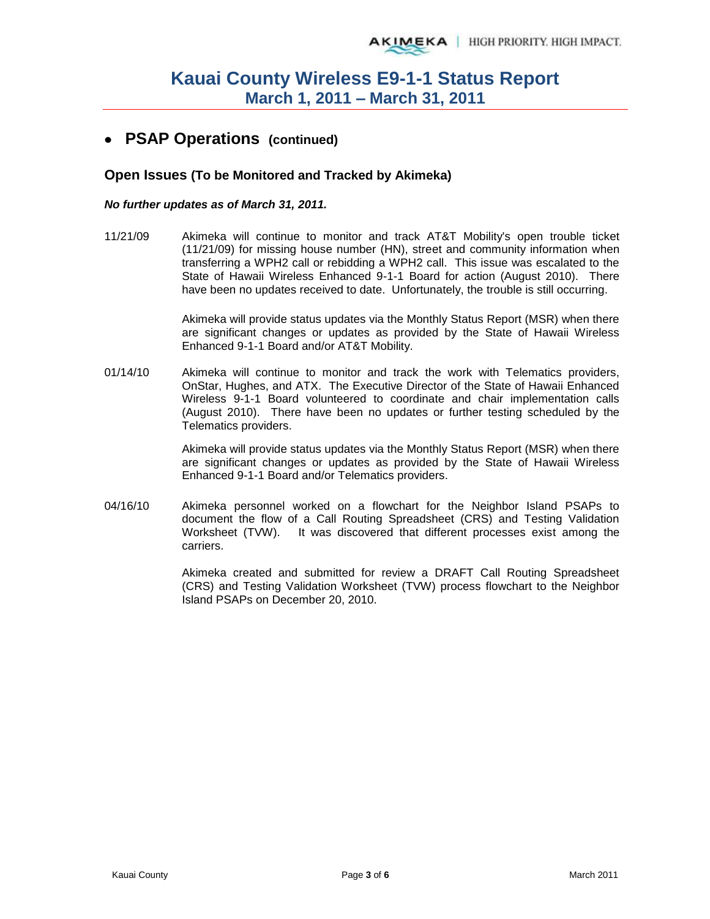# Kauai County Wireless E9-1-1 Status Report
## March 1, 2011 – March 31, 2011

- **PSAP Operations (continued)**

### Open Issues (To be Monitored and Tracked by Akimeka)

***No further updates as of March 31, 2011.***

11/21/09 Akimeka will continue to monitor and track AT&T Mobility's open trouble ticket (11/21/09) for missing house number (HN), street and community information when transferring a WPH2 call or rebidding a WPH2 call. This issue was escalated to the State of Hawaii Wireless Enhanced 9-1-1 Board for action (August 2010). There have been no updates received to date. Unfortunately, the trouble is still occurring.

Akimeka will provide status updates via the Monthly Status Report (MSR) when there are significant changes or updates as provided by the State of Hawaii Wireless Enhanced 9-1-1 Board and/or AT&T Mobility.

01/14/10 Akimeka will continue to monitor and track the work with Telematics providers, OnStar, Hughes, and ATX. The Executive Director of the State of Hawaii Enhanced Wireless 9-1-1 Board volunteered to coordinate and chair implementation calls (August 2010). There have been no updates or further testing scheduled by the Telematics providers.

Akimeka will provide status updates via the Monthly Status Report (MSR) when there are significant changes or updates as provided by the State of Hawaii Wireless Enhanced 9-1-1 Board and/or Telematics providers.

04/16/10 Akimeka personnel worked on a flowchart for the Neighbor Island PSAPs to document the flow of a Call Routing Spreadsheet (CRS) and Testing Validation Worksheet (TVW). It was discovered that different processes exist among the carriers.

Akimeka created and submitted for review a DRAFT Call Routing Spreadsheet (CRS) and Testing Validation Worksheet (TVW) process flowchart to the Neighbor Island PSAPs on December 20, 2010.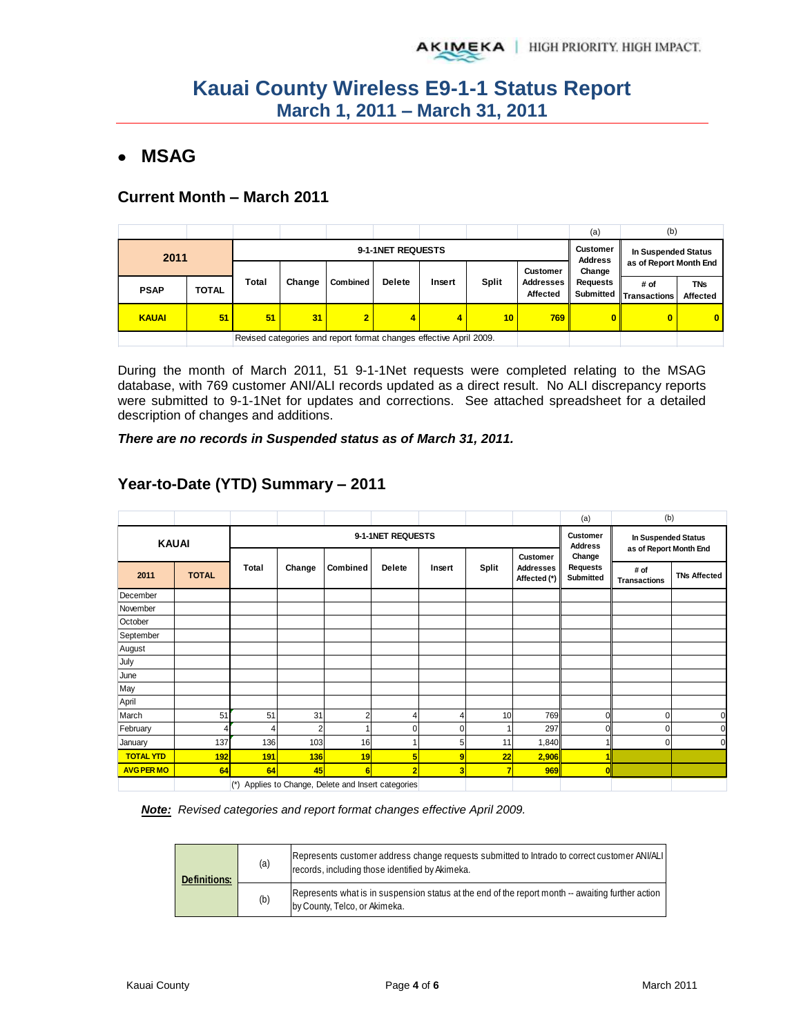# Kauai County Wireless E9-1-1 Status Report
## March 1, 2011 – March 31, 2011

- **MSAG**

### Current Month – March 2011

| 2011 | | 9-1-1NET REQUESTS | | | | | | | (a) Customer Address Change Requests Submitted | (b) In Suspended Status as of Report Month End | |
|---|---|---|---|---|---|---|---|---|---|---|---|
| PSAP | TOTAL | Total | Change | Combined | Delete | Insert | Split | Customer Addresses Affected | | # of Transactions | TNs Affected |
| KAUAI | 51 | 51 | 31 | 2 | 4 | 4 | 10 | 769 | 0 | 0 | 0 |
| | | Revised categories and report format changes effective April 2009. | | | | | | | | | |

During the month of March 2011, 51 9-1-1Net requests were completed relating to the MSAG database, with 769 customer ANI/ALI records updated as a direct result. No ALI discrepancy reports were submitted to 9-1-1Net for updates and corrections. See attached spreadsheet for a detailed description of changes and additions.

***There are no records in Suspended status as of March 31, 2011.***

### Year-to-Date (YTD) Summary – 2011

| KAUAI | | 9-1-1NET REQUESTS | | | | | | | (a) Customer Address Change Requests Submitted | (b) In Suspended Status as of Report Month End | |
|---|---|---|---|---|---|---|---|---|---|---|---|
| 2011 | TOTAL | Total | Change | Combined | Delete | Insert | Split | Customer Addresses Affected (*) | | # of Transactions | TNs Affected |
| December | | | | | | | | | | | |
| November | | | | | | | | | | | |
| October | | | | | | | | | | | |
| September | | | | | | | | | | | |
| August | | | | | | | | | | | |
| July | | | | | | | | | | | |
| June | | | | | | | | | | | |
| May | | | | | | | | | | | |
| April | | | | | | | | | | | |
| March | 51 | 51 | 31 | 2 | 4 | 4 | 10 | 769 | 0 | 0 | 0 |
| February | 4 | 4 | 2 | 1 | 0 | 0 | 1 | 297 | 0 | 0 | 0 |
| January | 137 | 136 | 103 | 16 | 1 | 5 | 11 | 1,840 | 1 | 0 | 0 |
| TOTAL YTD | 192 | 191 | 136 | 19 | 5 | 9 | 22 | 2,906 | 1 | | |
| AVG PER MO | 64 | 64 | 45 | 6 | 2 | 3 | 7 | 969 | 0 | | |
| | | (*) Applies to Change, Delete and Insert categories | | | | | | | | | |

***Note:*** *Revised categories and report format changes effective April 2009.*

| Definitions: | | |
|---|---|---|
| | (a) | Represents customer address change requests submitted to Intrado to correct customer ANI/ALI records, including those identified by Akimeka. |
| | (b) | Represents what is in suspension status at the end of the report month -- awaiting further action by County, Telco, or Akimeka. |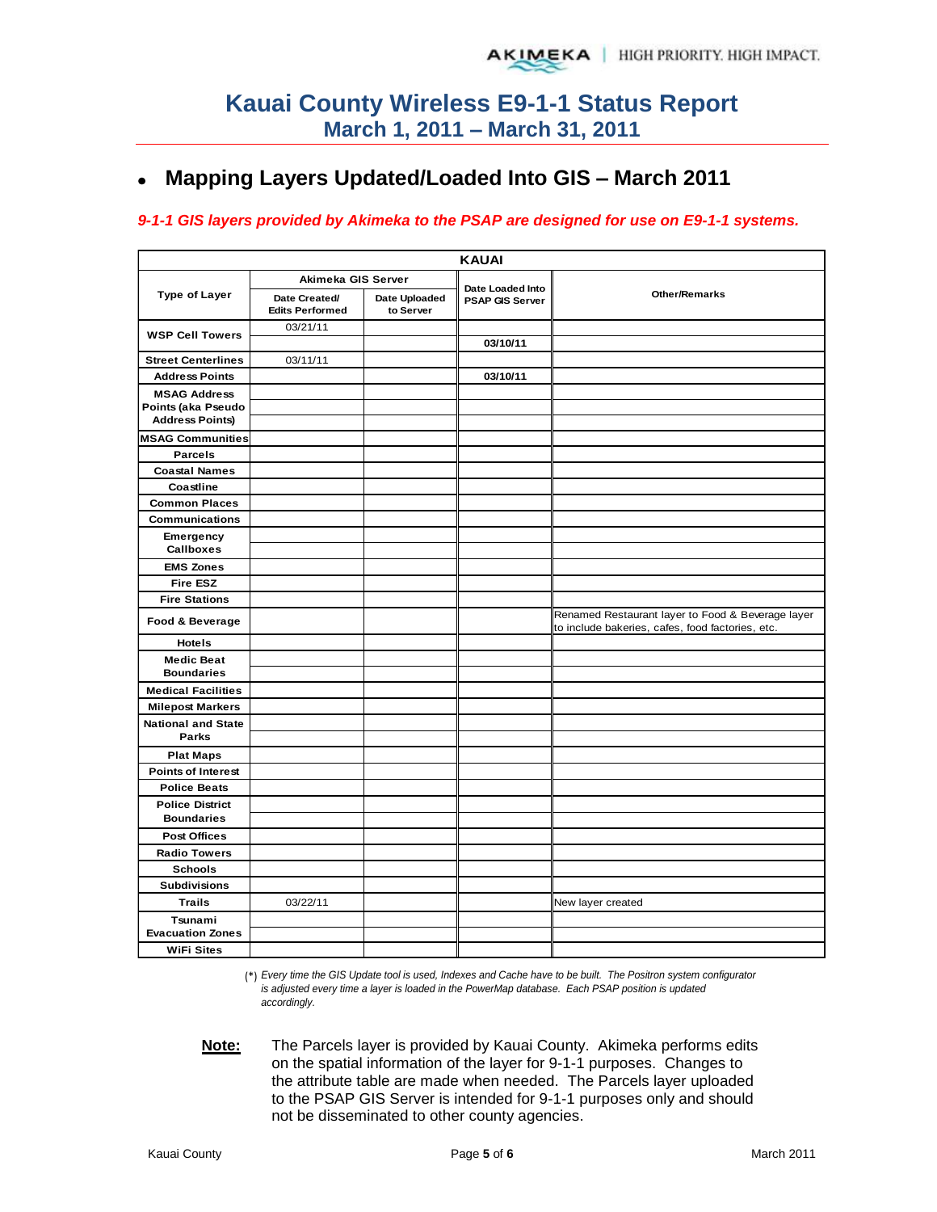# Kauai County Wireless E9-1-1 Status Report
## March 1, 2011 – March 31, 2011

- **Mapping Layers Updated/Loaded Into GIS – March 2011**

***9-1-1 GIS layers provided by Akimeka to the PSAP are designed for use on E9-1-1 systems.***

| KAUAI | | | | |
|---|---|---|---|---|
| Type of Layer | Akimeka GIS Server | | Date Loaded Into PSAP GIS Server | Other/Remarks |
| | Date Created/ Edits Performed | Date Uploaded to Server | | |
| WSP Cell Towers | 03/21/11 | | | |
| | | | 03/10/11 | |
| Street Centerlines | 03/11/11 | | | |
| Address Points | | | 03/10/11 | |
| MSAG Address Points (aka Pseudo Address Points) | | | | |
| MSAG Communities | | | | |
| Parcels | | | | |
| Coastal Names | | | | |
| Coastline | | | | |
| Common Places | | | | |
| Communications | | | | |
| Emergency Callboxes | | | | |
| EMS Zones | | | | |
| Fire ESZ | | | | |
| Fire Stations | | | | |
| Food & Beverage | | | | Renamed Restaurant layer to Food & Beverage layer to include bakeries, cafes, food factories, etc. |
| Hotels | | | | |
| Medic Beat Boundaries | | | | |
| Medical Facilities | | | | |
| Milepost Markers | | | | |
| National and State Parks | | | | |
| Plat Maps | | | | |
| Points of Interest | | | | |
| Police Beats | | | | |
| Police District Boundaries | | | | |
| Post Offices | | | | |
| Radio Towers | | | | |
| Schools | | | | |
| Subdivisions | | | | |
| Trails | 03/22/11 | | | New layer created |
| Tsunami Evacuation Zones | | | | |
| WiFi Sites | | | | |

(*) *Every time the GIS Update tool is used, Indexes and Cache have to be built. The Positron system configurator is adjusted every time a layer is loaded in the PowerMap database. Each PSAP position is updated accordingly.*

**Note:** The Parcels layer is provided by Kauai County. Akimeka performs edits on the spatial information of the layer for 9-1-1 purposes. Changes to the attribute table are made when needed. The Parcels layer uploaded to the PSAP GIS Server is intended for 9-1-1 purposes only and should not be disseminated to other county agencies.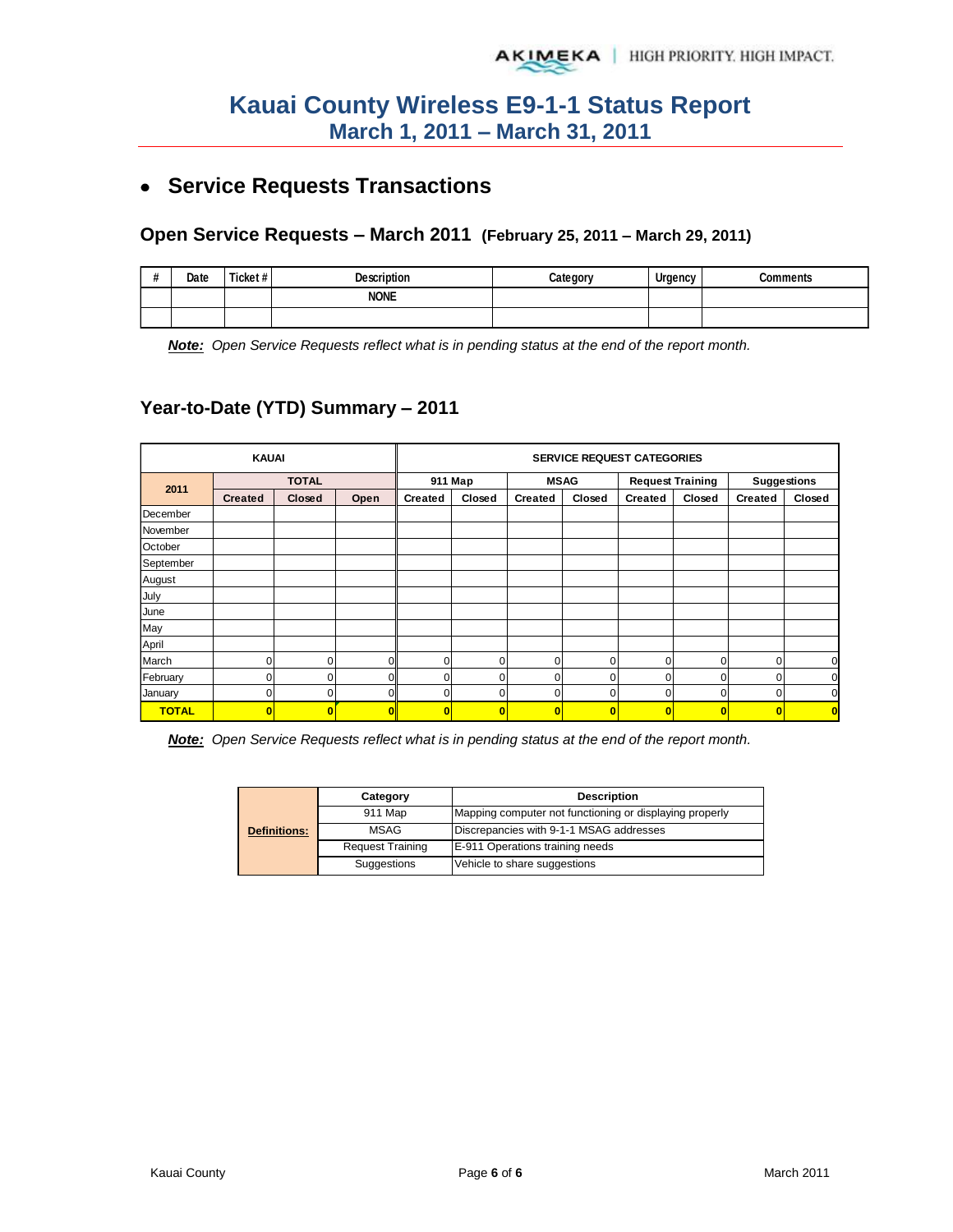# Kauai County Wireless E9-1-1 Status Report
## March 1, 2011 – March 31, 2011

- ## Service Requests Transactions

### Open Service Requests – March 2011 (February 25, 2011 – March 29, 2011)

| # | Date | Ticket # | Description | Category | Urgency | Comments |
|---|---|---|---|---|---|---|
| | | | NONE | | | |
| | | | | | | |

***Note:*** *Open Service Requests reflect what is in pending status at the end of the report month.*

### Year-to-Date (YTD) Summary – 2011

| KAUAI | | | | SERVICE REQUEST CATEGORIES | | | | | | | |
|---|---|---|---|---|---|---|---|---|---|---|---|
| 2011 | TOTAL | | | 911 Map | | MSAG | | Request Training | | Suggestions | |
| | Created | Closed | Open | Created | Closed | Created | Closed | Created | Closed | Created | Closed |
| December | | | | | | | | | | | |
| November | | | | | | | | | | | |
| October | | | | | | | | | | | |
| September | | | | | | | | | | | |
| August | | | | | | | | | | | |
| July | | | | | | | | | | | |
| June | | | | | | | | | | | |
| May | | | | | | | | | | | |
| April | | | | | | | | | | | |
| March | 0 | 0 | 0 | 0 | 0 | 0 | 0 | 0 | 0 | 0 | 0 |
| February | 0 | 0 | 0 | 0 | 0 | 0 | 0 | 0 | 0 | 0 | 0 |
| January | 0 | 0 | 0 | 0 | 0 | 0 | 0 | 0 | 0 | 0 | 0 |
| **TOTAL** | **0** | **0** | **0** | **0** | **0** | **0** | **0** | **0** | **0** | **0** | **0** |

***Note:*** *Open Service Requests reflect what is in pending status at the end of the report month.*

| **Definitions:** | Category | Description |
|---|---|---|
| | 911 Map | Mapping computer not functioning or displaying properly |
| | MSAG | Discrepancies with 9-1-1 MSAG addresses |
| | Request Training | E-911 Operations training needs |
| | Suggestions | Vehicle to share suggestions |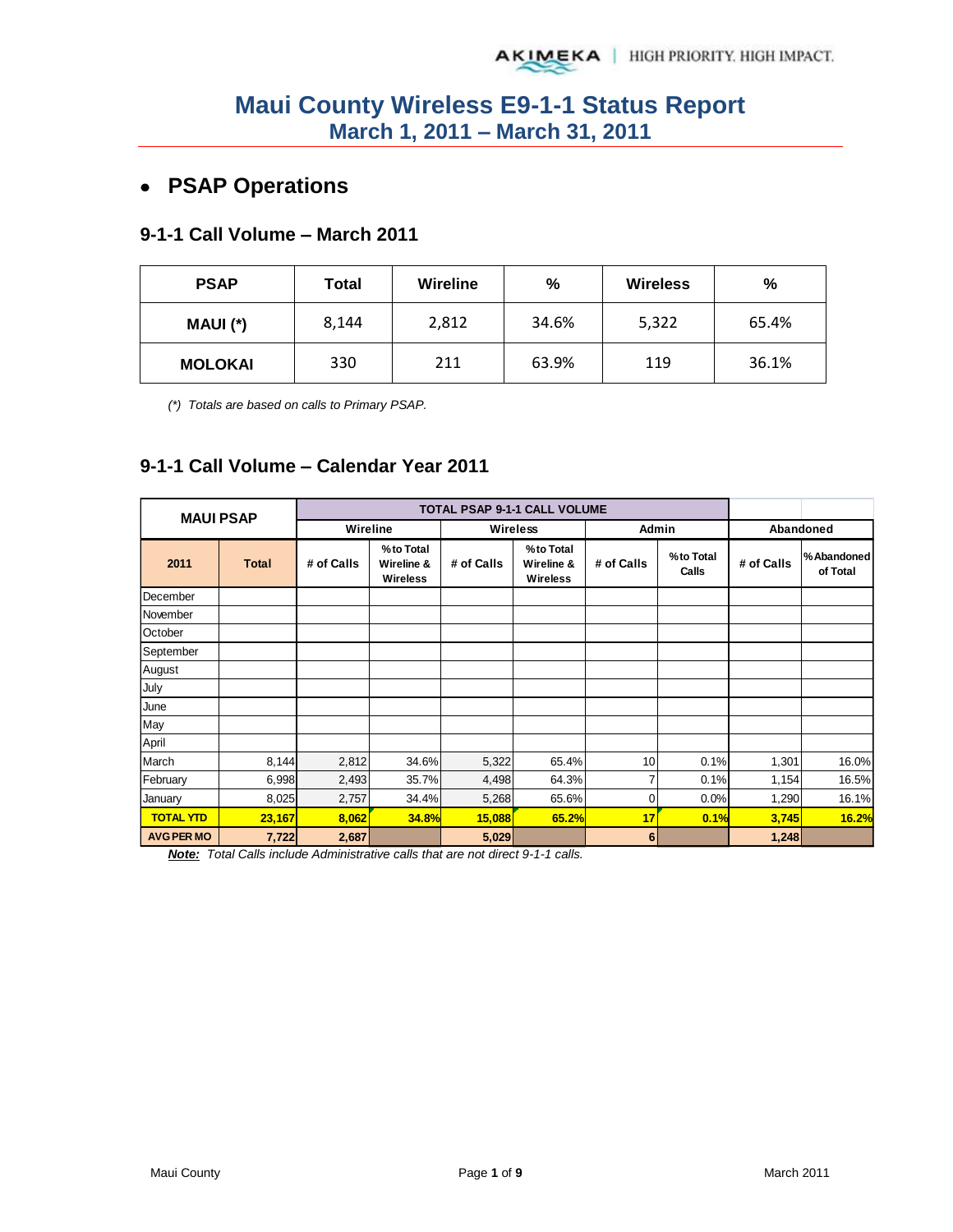# Maui County Wireless E9-1-1 Status Report
## March 1, 2011 – March 31, 2011

- ## PSAP Operations

### 9-1-1 Call Volume – March 2011

| PSAP | Total | Wireline | % | Wireless | % |
|---|---|---|---|---|---|
| MAUI (*) | 8,144 | 2,812 | 34.6% | 5,322 | 65.4% |
| MOLOKAI | 330 | 211 | 63.9% | 119 | 36.1% |

*(*) Totals are based on calls to Primary PSAP.*

### 9-1-1 Call Volume – Calendar Year 2011

| MAUI PSAP | | TOTAL PSAP 9-1-1 CALL VOLUME | | | | | | | |
|---|---|---|---|---|---|---|---|---|---|
| | | Wireline | | Wireless | | Admin | | Abandoned | |
| 2011 | Total | # of Calls | % to Total Wireline & Wireless | # of Calls | % to Total Wireline & Wireless | # of Calls | % to Total Calls | # of Calls | % Abandoned of Total |
| December | | | | | | | | | |
| November | | | | | | | | | |
| October | | | | | | | | | |
| September | | | | | | | | | |
| August | | | | | | | | | |
| July | | | | | | | | | |
| June | | | | | | | | | |
| May | | | | | | | | | |
| April | | | | | | | | | |
| March | 8,144 | 2,812 | 34.6% | 5,322 | 65.4% | 10 | 0.1% | 1,301 | 16.0% |
| February | 6,998 | 2,493 | 35.7% | 4,498 | 64.3% | 7 | 0.1% | 1,154 | 16.5% |
| January | 8,025 | 2,757 | 34.4% | 5,268 | 65.6% | 0 | 0.0% | 1,290 | 16.1% |
| **TOTAL YTD** | **23,167** | **8,062** | **34.8%** | **15,088** | **65.2%** | **17** | **0.1%** | **3,745** | **16.2%** |
| **AVG PER MO** | **7,722** | **2,687** | | **5,029** | | **6** | | **1,248** | |

***Note:*** *Total Calls include Administrative calls that are not direct 9-1-1 calls.*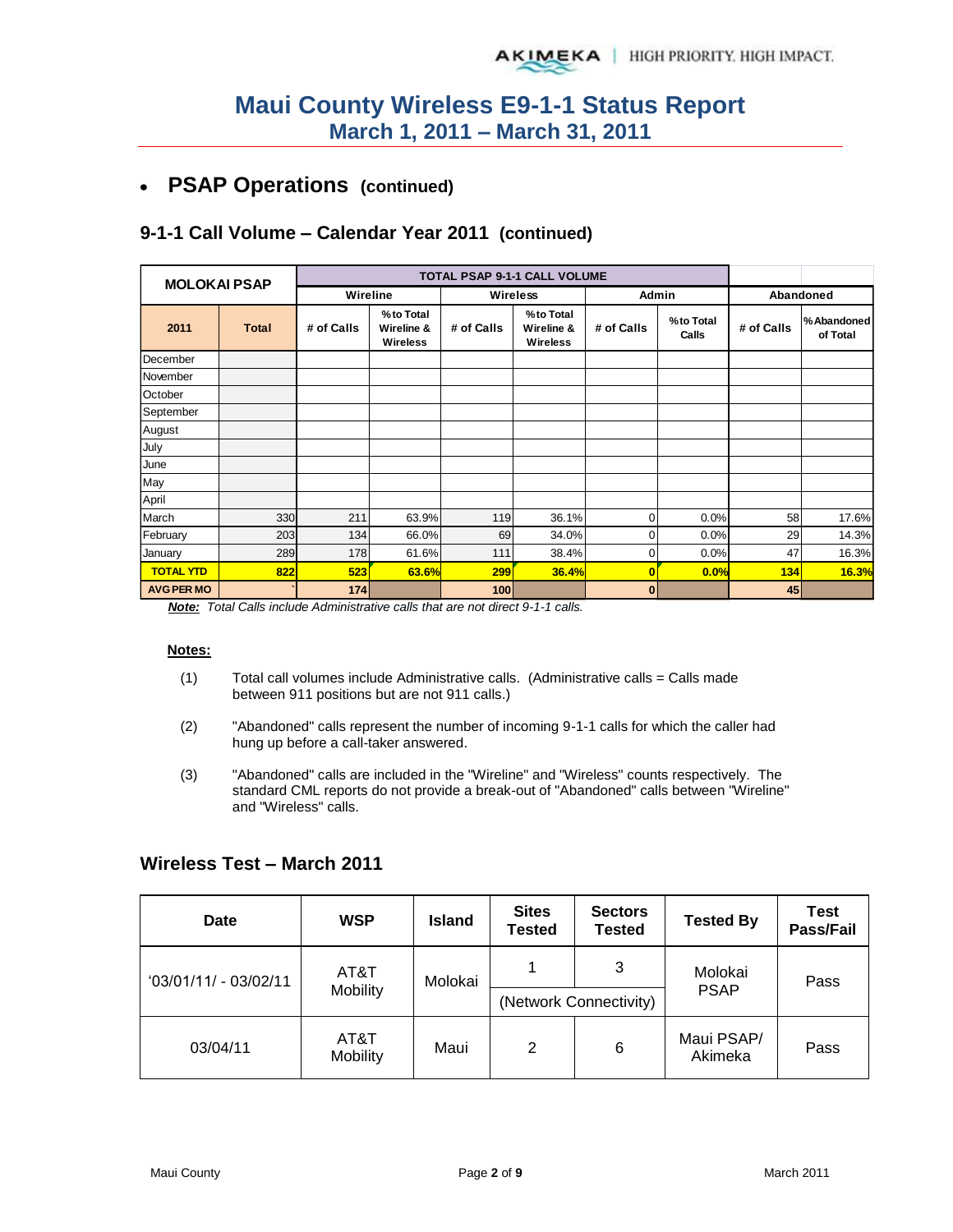# Maui County Wireless E9-1-1 Status Report
## March 1, 2011 – March 31, 2011

- **PSAP Operations** (continued)

### 9-1-1 Call Volume – Calendar Year 2011 (continued)

| MOLOKAI PSAP | | TOTAL PSAP 9-1-1 CALL VOLUME | | | | | | | |
|---|---|---|---|---|---|---|---|---|---|
| | | Wireline | | Wireless | | Admin | | Abandoned | |
| 2011 | Total | # of Calls | % to Total Wireline & Wireless | # of Calls | % to Total Wireline & Wireless | # of Calls | % to Total Calls | # of Calls | % Abandoned of Total |
| December | | | | | | | | | |
| November | | | | | | | | | |
| October | | | | | | | | | |
| September | | | | | | | | | |
| August | | | | | | | | | |
| July | | | | | | | | | |
| June | | | | | | | | | |
| May | | | | | | | | | |
| April | | | | | | | | | |
| March | 330 | 211 | 63.9% | 119 | 36.1% | 0 | 0.0% | 58 | 17.6% |
| February | 203 | 134 | 66.0% | 69 | 34.0% | 0 | 0.0% | 29 | 14.3% |
| January | 289 | 178 | 61.6% | 111 | 38.4% | 0 | 0.0% | 47 | 16.3% |
| **TOTAL YTD** | **822** | **523** | **63.6%** | **299** | **36.4%** | **0** | **0.0%** | **134** | **16.3%** |
| **AVG PER MO** | | **174** | | **100** | | **0** | | **45** | |

***Note:*** *Total Calls include Administrative calls that are not direct 9-1-1 calls.*

**Notes:**

(1) Total call volumes include Administrative calls. (Administrative calls = Calls made between 911 positions but are not 911 calls.)

(2) "Abandoned" calls represent the number of incoming 9-1-1 calls for which the caller had hung up before a call-taker answered.

(3) "Abandoned" calls are included in the "Wireline" and "Wireless" counts respectively. The standard CML reports do not provide a break-out of "Abandoned" calls between "Wireline" and "Wireless" calls.

### Wireless Test – March 2011

| Date | WSP | Island | Sites Tested | Sectors Tested | Tested By | Test Pass/Fail |
|---|---|---|---|---|---|---|
| '03/01/11/ - 03/02/11 | AT&T Mobility | Molokai | 1 | 3 | Molokai PSAP | Pass |
| | | | (Network Connectivity) | | | |
| 03/04/11 | AT&T Mobility | Maui | 2 | 6 | Maui PSAP/ Akimeka | Pass |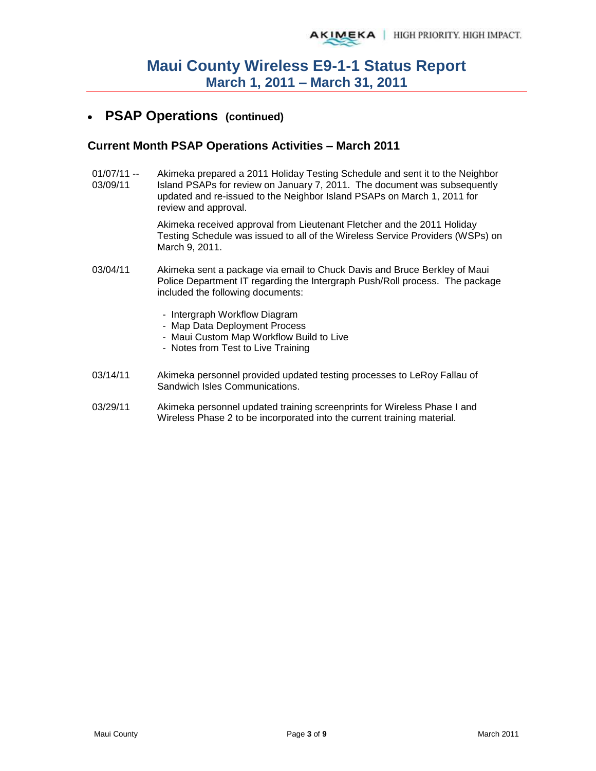# Maui County Wireless E9-1-1 Status Report
## March 1, 2011 – March 31, 2011

- **PSAP Operations (continued)**

### Current Month PSAP Operations Activities – March 2011

01/07/11 -- 03/09/11 — Akimeka prepared a 2011 Holiday Testing Schedule and sent it to the Neighbor Island PSAPs for review on January 7, 2011. The document was subsequently updated and re-issued to the Neighbor Island PSAPs on March 1, 2011 for review and approval.

Akimeka received approval from Lieutenant Fletcher and the 2011 Holiday Testing Schedule was issued to all of the Wireless Service Providers (WSPs) on March 9, 2011.

03/04/11 — Akimeka sent a package via email to Chuck Davis and Bruce Berkley of Maui Police Department IT regarding the Intergraph Push/Roll process. The package included the following documents:

- Intergraph Workflow Diagram
- Map Data Deployment Process
- Maui Custom Map Workflow Build to Live
- Notes from Test to Live Training

03/14/11 — Akimeka personnel provided updated testing processes to LeRoy Fallau of Sandwich Isles Communications.

03/29/11 — Akimeka personnel updated training screenprints for Wireless Phase I and Wireless Phase 2 to be incorporated into the current training material.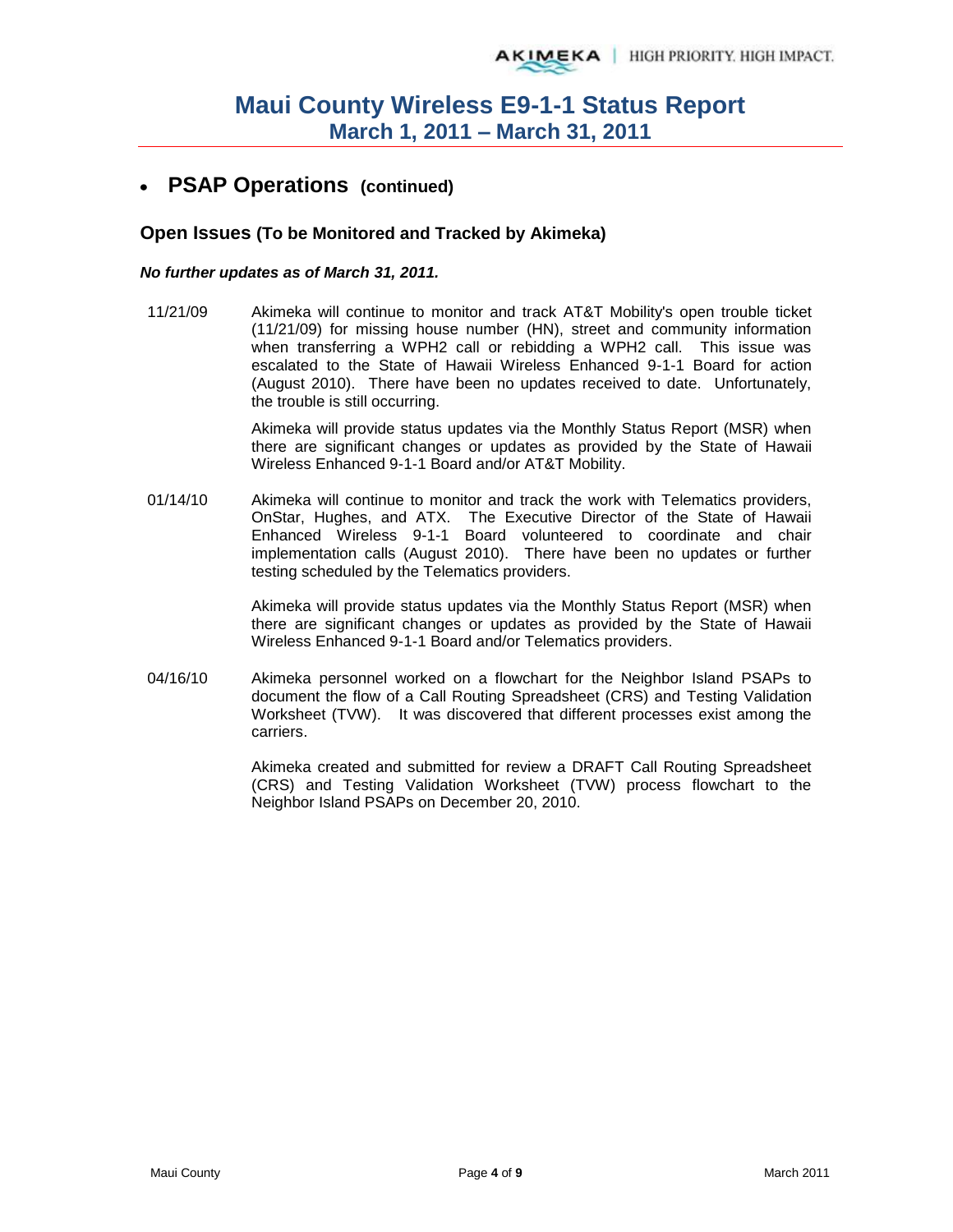# Maui County Wireless E9-1-1 Status Report
## March 1, 2011 – March 31, 2011

- ## PSAP Operations (continued)

### Open Issues (To be Monitored and Tracked by Akimeka)

***No further updates as of March 31, 2011.***

11/21/09 Akimeka will continue to monitor and track AT&T Mobility's open trouble ticket (11/21/09) for missing house number (HN), street and community information when transferring a WPH2 call or rebidding a WPH2 call. This issue was escalated to the State of Hawaii Wireless Enhanced 9-1-1 Board for action (August 2010). There have been no updates received to date. Unfortunately, the trouble is still occurring.

Akimeka will provide status updates via the Monthly Status Report (MSR) when there are significant changes or updates as provided by the State of Hawaii Wireless Enhanced 9-1-1 Board and/or AT&T Mobility.

01/14/10 Akimeka will continue to monitor and track the work with Telematics providers, OnStar, Hughes, and ATX. The Executive Director of the State of Hawaii Enhanced Wireless 9-1-1 Board volunteered to coordinate and chair implementation calls (August 2010). There have been no updates or further testing scheduled by the Telematics providers.

Akimeka will provide status updates via the Monthly Status Report (MSR) when there are significant changes or updates as provided by the State of Hawaii Wireless Enhanced 9-1-1 Board and/or Telematics providers.

04/16/10 Akimeka personnel worked on a flowchart for the Neighbor Island PSAPs to document the flow of a Call Routing Spreadsheet (CRS) and Testing Validation Worksheet (TVW). It was discovered that different processes exist among the carriers.

Akimeka created and submitted for review a DRAFT Call Routing Spreadsheet (CRS) and Testing Validation Worksheet (TVW) process flowchart to the Neighbor Island PSAPs on December 20, 2010.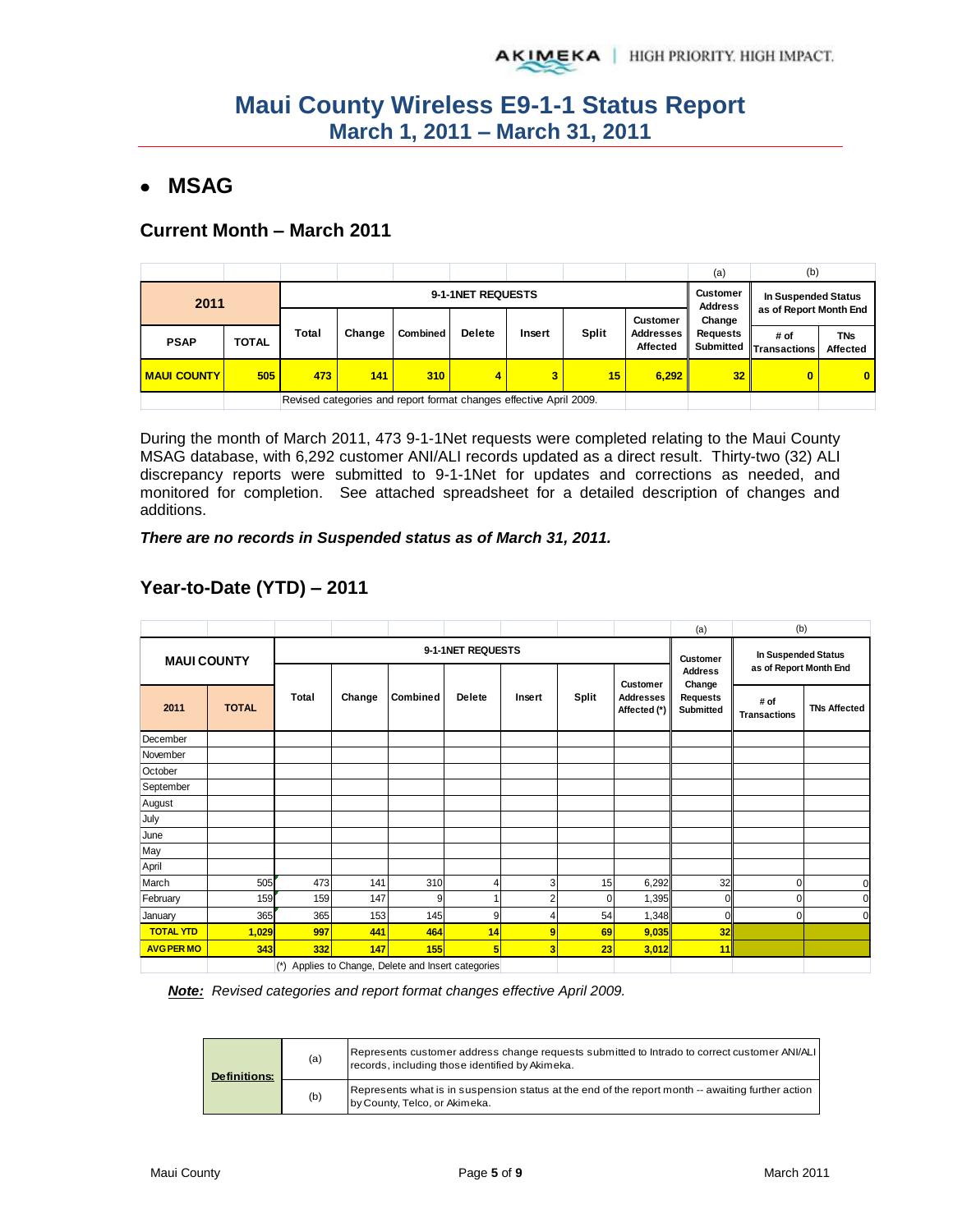# Maui County Wireless E9-1-1 Status Report
## March 1, 2011 – March 31, 2011

- **MSAG**

### Current Month – March 2011

| 2011 | | 9-1-1NET REQUESTS | | | | | | | (a) | (b) | |
|---|---|---|---|---|---|---|---|---|---|---|---|
| | | | | | | | | | Customer Address Change Requests Submitted | In Suspended Status as of Report Month End | |
| PSAP | TOTAL | Total | Change | Combined | Delete | Insert | Split | Customer Addresses Affected | | # of Transactions | TNs Affected |
| MAUI COUNTY | 505 | 473 | 141 | 310 | 4 | 3 | 15 | 6,292 | 32 | 0 | 0 |
| | | Revised categories and report format changes effective April 2009. | | | | | | | | | |

During the month of March 2011, 473 9-1-1Net requests were completed relating to the Maui County MSAG database, with 6,292 customer ANI/ALI records updated as a direct result. Thirty-two (32) ALI discrepancy reports were submitted to 9-1-1Net for updates and corrections as needed, and monitored for completion. See attached spreadsheet for a detailed description of changes and additions.

***There are no records in Suspended status as of March 31, 2011.***

### Year-to-Date (YTD) – 2011

| MAUI COUNTY | | 9-1-1NET REQUESTS | | | | | | | (a) | (b) | |
|---|---|---|---|---|---|---|---|---|---|---|---|
| | | | | | | | | | Customer Address Change Requests Submitted | In Suspended Status as of Report Month End | |
| 2011 | TOTAL | Total | Change | Combined | Delete | Insert | Split | Customer Addresses Affected (*) | | # of Transactions | TNs Affected |
| December | | | | | | | | | | | |
| November | | | | | | | | | | | |
| October | | | | | | | | | | | |
| September | | | | | | | | | | | |
| August | | | | | | | | | | | |
| July | | | | | | | | | | | |
| June | | | | | | | | | | | |
| May | | | | | | | | | | | |
| April | | | | | | | | | | | |
| March | 505 | 473 | 141 | 310 | 4 | 3 | 15 | 6,292 | 32 | 0 | 0 |
| February | 159 | 159 | 147 | 9 | 1 | 2 | 0 | 1,395 | 0 | 0 | 0 |
| January | 365 | 365 | 153 | 145 | 9 | 4 | 54 | 1,348 | 0 | 0 | 0 |
| TOTAL YTD | 1,029 | 997 | 441 | 464 | 14 | 9 | 69 | 9,035 | 32 | | |
| AVG PER MO | 343 | 332 | 147 | 155 | 5 | 3 | 23 | 3,012 | 11 | | |
| | | (*) Applies to Change, Delete and Insert categories | | | | | | | | | |

***Note:*** *Revised categories and report format changes effective April 2009.*

| Definitions: | | |
|---|---|---|
| | (a) | Represents customer address change requests submitted to Intrado to correct customer ANI/ALI records, including those identified by Akimeka. |
| | (b) | Represents what is in suspension status at the end of the report month -- awaiting further action by County, Telco, or Akimeka. |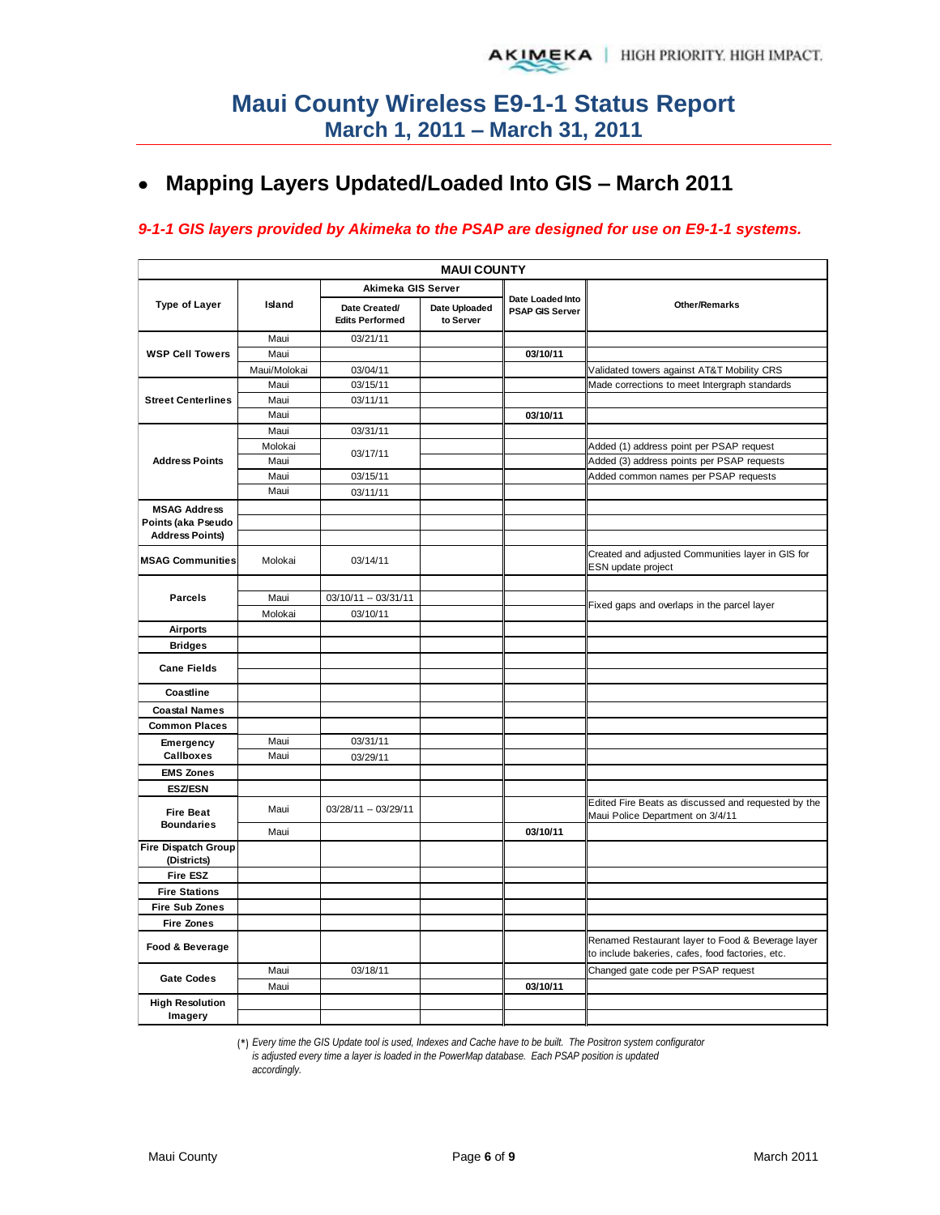# Maui County Wireless E9-1-1 Status Report
## March 1, 2011 – March 31, 2011

- **Mapping Layers Updated/Loaded Into GIS – March 2011**

*9-1-1 GIS layers provided by Akimeka to the PSAP are designed for use on E9-1-1 systems.*

| MAUI COUNTY | | | | | |
|---|---|---|---|---|---|
| Type of Layer | Island | Akimeka GIS Server | | Date Loaded Into PSAP GIS Server | Other/Remarks |
| | | Date Created/ Edits Performed | Date Uploaded to Server | | |
| WSP Cell Towers | Maui | 03/21/11 | | | |
| | Maui | | | 03/10/11 | |
| | Maui/Molokai | 03/04/11 | | | Validated towers against AT&T Mobility CRS |
| Street Centerlines | Maui | 03/15/11 | | | Made corrections to meet Intergraph standards |
| | Maui | 03/11/11 | | | |
| | Maui | | | 03/10/11 | |
| Address Points | Maui | 03/31/11 | | | |
| | Molokai | 03/17/11 | | | Added (1) address point per PSAP request |
| | Maui | | | | Added (3) address points per PSAP requests |
| | Maui | 03/15/11 | | | Added common names per PSAP requests |
| | Maui | 03/11/11 | | | |
| MSAG Address Points (aka Pseudo Address Points) | | | | | |
| | | | | | |
| | | | | | |
| MSAG Communities | Molokai | 03/14/11 | | | Created and adjusted Communities layer in GIS for ESN update project |
| Parcels | | | | | |
| | Maui | 03/10/11 -- 03/31/11 | | | Fixed gaps and overlaps in the parcel layer |
| | Molokai | 03/10/11 | | | |
| Airports | | | | | |
| Bridges | | | | | |
| Cane Fields | | | | | |
| | | | | | |
| Coastline | | | | | |
| Coastal Names | | | | | |
| Common Places | | | | | |
| Emergency Callboxes | Maui | 03/31/11 | | | |
| | Maui | 03/29/11 | | | |
| EMS Zones | | | | | |
| ESZ/ESN | | | | | |
| Fire Beat Boundaries | Maui | 03/28/11 -- 03/29/11 | | | Edited Fire Beats as discussed and requested by the Maui Police Department on 3/4/11 |
| | Maui | | | 03/10/11 | |
| Fire Dispatch Group (Districts) | | | | | |
| Fire ESZ | | | | | |
| Fire Stations | | | | | |
| Fire Sub Zones | | | | | |
| Fire Zones | | | | | |
| Food & Beverage | | | | | Renamed Restaurant layer to Food & Beverage layer to include bakeries, cafes, food factories, etc. |
| Gate Codes | Maui | 03/18/11 | | | Changed gate code per PSAP request |
| | Maui | | | 03/10/11 | |
| High Resolution Imagery | | | | | |
| | | | | | |

(*) *Every time the GIS Update tool is used, Indexes and Cache have to be built. The Positron system configurator is adjusted every time a layer is loaded in the PowerMap database. Each PSAP position is updated accordingly.*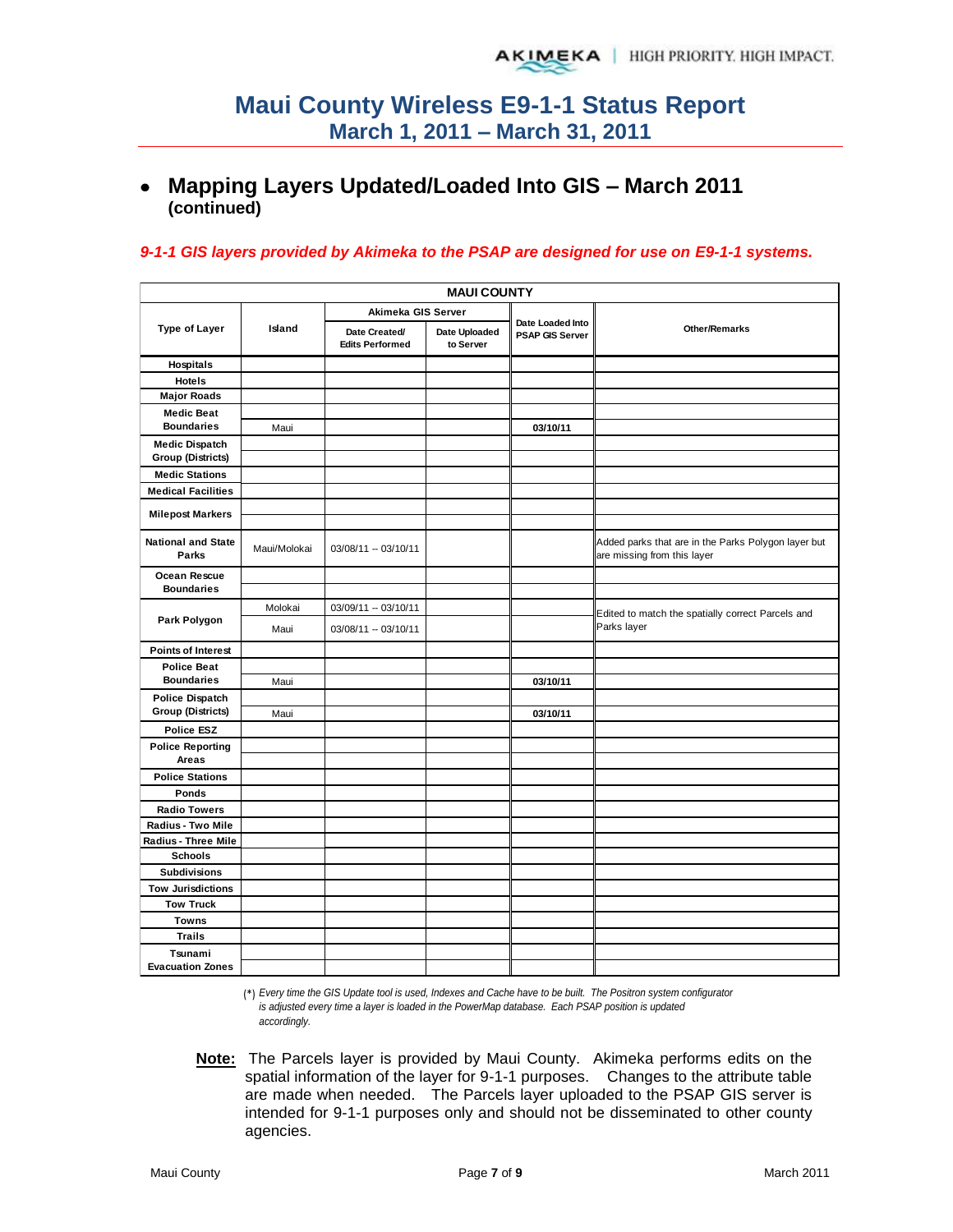# Maui County Wireless E9-1-1 Status Report
## March 1, 2011 – March 31, 2011

- **Mapping Layers Updated/Loaded Into GIS – March 2011 (continued)**

*9-1-1 GIS layers provided by Akimeka to the PSAP are designed for use on E9-1-1 systems.*

| MAUI COUNTY | | | | | |
|---|---|---|---|---|---|
| Type of Layer | Island | Akimeka GIS Server | | Date Loaded Into PSAP GIS Server | Other/Remarks |
| | | Date Created/ Edits Performed | Date Uploaded to Server | | |
| Hospitals | | | | | |
| Hotels | | | | | |
| Major Roads | | | | | |
| Medic Beat Boundaries | | | | | |
| | Maui | | | 03/10/11 | |
| Medic Dispatch Group (Districts) | | | | | |
| Medic Stations | | | | | |
| Medical Facilities | | | | | |
| Milepost Markers | | | | | |
| National and State Parks | Maui/Molokai | 03/08/11 -- 03/10/11 | | | Added parks that are in the Parks Polygon layer but are missing from this layer |
| Ocean Rescue Boundaries | | | | | |
| Park Polygon | Molokai | 03/09/11 -- 03/10/11 | | | Edited to match the spatially correct Parcels and Parks layer |
| | Maui | 03/08/11 -- 03/10/11 | | | |
| Points of Interest | | | | | |
| Police Beat Boundaries | | | | | |
| | Maui | | | 03/10/11 | |
| Police Dispatch Group (Districts) | | | | | |
| | Maui | | | 03/10/11 | |
| Police ESZ | | | | | |
| Police Reporting Areas | | | | | |
| Police Stations | | | | | |
| Ponds | | | | | |
| Radio Towers | | | | | |
| Radius - Two Mile | | | | | |
| Radius - Three Mile | | | | | |
| Schools | | | | | |
| Subdivisions | | | | | |
| Tow Jurisdictions | | | | | |
| Tow Truck | | | | | |
| Towns | | | | | |
| Trails | | | | | |
| Tsunami Evacuation Zones | | | | | |

(*) *Every time the GIS Update tool is used, Indexes and Cache have to be built. The Positron system configurator is adjusted every time a layer is loaded in the PowerMap database. Each PSAP position is updated accordingly.*

**Note:** The Parcels layer is provided by Maui County. Akimeka performs edits on the spatial information of the layer for 9-1-1 purposes. Changes to the attribute table are made when needed. The Parcels layer uploaded to the PSAP GIS server is intended for 9-1-1 purposes only and should not be disseminated to other county agencies.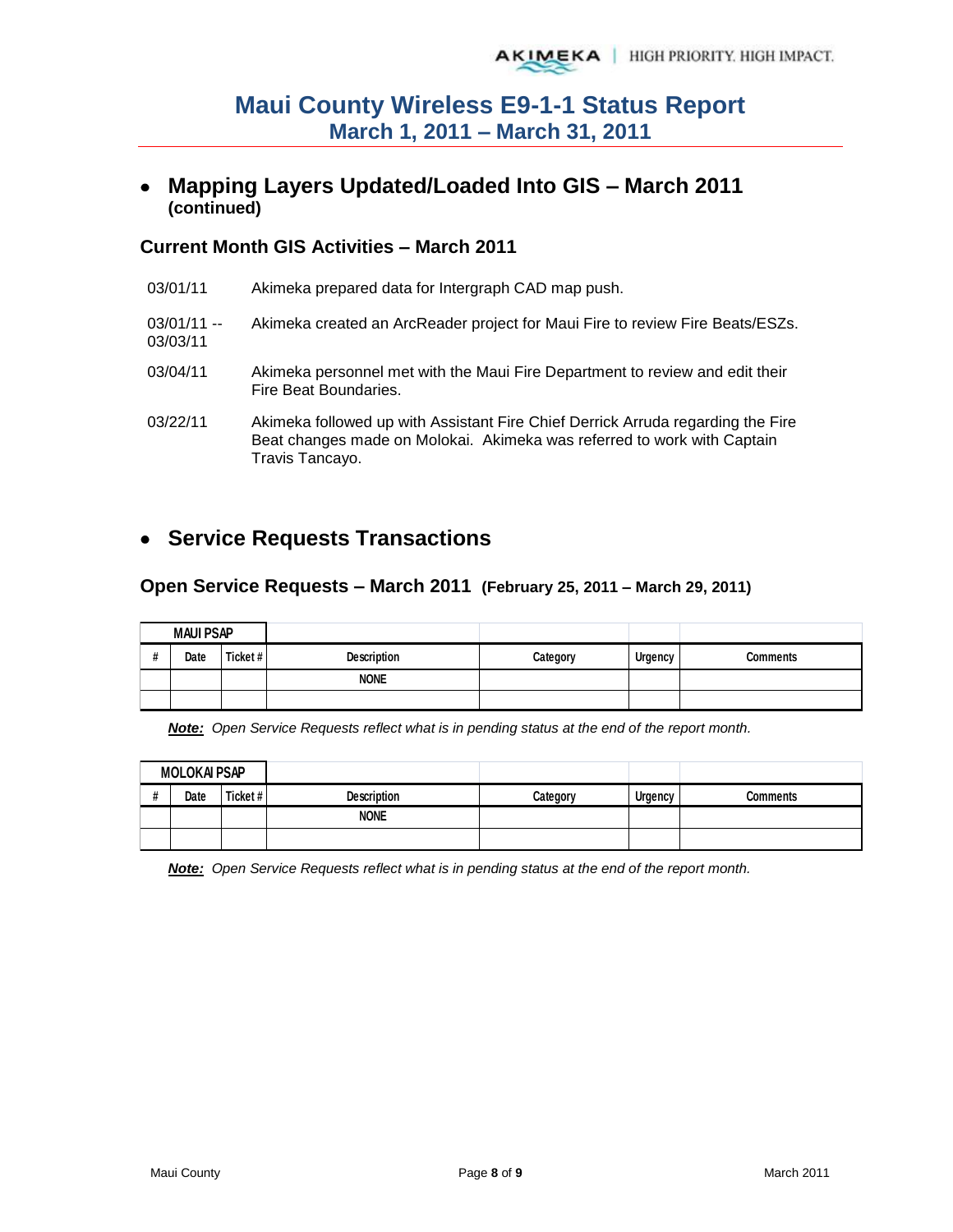# Maui County Wireless E9-1-1 Status Report
## March 1, 2011 – March 31, 2011

- **Mapping Layers Updated/Loaded Into GIS – March 2011 (continued)**

### Current Month GIS Activities – March 2011

| | |
|---|---|
| 03/01/11 | Akimeka prepared data for Intergraph CAD map push. |
| 03/01/11 -- 03/03/11 | Akimeka created an ArcReader project for Maui Fire to review Fire Beats/ESZs. |
| 03/04/11 | Akimeka personnel met with the Maui Fire Department to review and edit their Fire Beat Boundaries. |
| 03/22/11 | Akimeka followed up with Assistant Fire Chief Derrick Arruda regarding the Fire Beat changes made on Molokai. Akimeka was referred to work with Captain Travis Tancayo. |

- **Service Requests Transactions**

### Open Service Requests – March 2011 (February 25, 2011 – March 29, 2011)

| MAUI PSAP | | | | | | |
|---|---|---|---|---|---|---|
| # | Date | Ticket # | Description | Category | Urgency | Comments |
| | | | NONE | | | |
| | | | | | | |

***Note:*** *Open Service Requests reflect what is in pending status at the end of the report month.*

| MOLOKAI PSAP | | | | | | |
|---|---|---|---|---|---|---|
| # | Date | Ticket # | Description | Category | Urgency | Comments |
| | | | NONE | | | |
| | | | | | | |

***Note:*** *Open Service Requests reflect what is in pending status at the end of the report month.*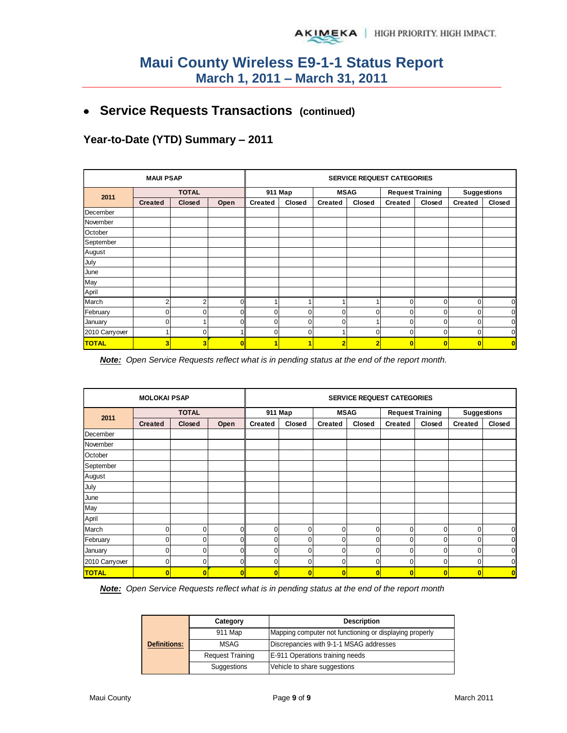# Maui County Wireless E9-1-1 Status Report
## March 1, 2011 – March 31, 2011

- **Service Requests Transactions (continued)**

### Year-to-Date (YTD) Summary – 2011

| MAUI PSAP | | | | SERVICE REQUEST CATEGORIES | | | | | | | |
|---|---|---|---|---|---|---|---|---|---|---|---|
| 2011 | TOTAL | | | 911 Map | | MSAG | | Request Training | | Suggestions | |
| | Created | Closed | Open | Created | Closed | Created | Closed | Created | Closed | Created | Closed |
| December | | | | | | | | | | | |
| November | | | | | | | | | | | |
| October | | | | | | | | | | | |
| September | | | | | | | | | | | |
| August | | | | | | | | | | | |
| July | | | | | | | | | | | |
| June | | | | | | | | | | | |
| May | | | | | | | | | | | |
| April | | | | | | | | | | | |
| March | 2 | 2 | 0 | 1 | 1 | 1 | 1 | 0 | 0 | 0 | 0 |
| February | 0 | 0 | 0 | 0 | 0 | 0 | 0 | 0 | 0 | 0 | 0 |
| January | 0 | 1 | 0 | 0 | 0 | 0 | 1 | 0 | 0 | 0 | 0 |
| 2010 Carryover | 1 | 0 | 1 | 0 | 0 | 1 | 0 | 0 | 0 | 0 | 0 |
| **TOTAL** | **3** | **3** | **0** | **1** | **1** | **2** | **2** | **0** | **0** | **0** | **0** |

***Note:*** *Open Service Requests reflect what is in pending status at the end of the report month.*

| MOLOKAI PSAP | | | | SERVICE REQUEST CATEGORIES | | | | | | | |
|---|---|---|---|---|---|---|---|---|---|---|---|
| 2011 | TOTAL | | | 911 Map | | MSAG | | Request Training | | Suggestions | |
| | Created | Closed | Open | Created | Closed | Created | Closed | Created | Closed | Created | Closed |
| December | | | | | | | | | | | |
| November | | | | | | | | | | | |
| October | | | | | | | | | | | |
| September | | | | | | | | | | | |
| August | | | | | | | | | | | |
| July | | | | | | | | | | | |
| June | | | | | | | | | | | |
| May | | | | | | | | | | | |
| April | | | | | | | | | | | |
| March | 0 | 0 | 0 | 0 | 0 | 0 | 0 | 0 | 0 | 0 | 0 |
| February | 0 | 0 | 0 | 0 | 0 | 0 | 0 | 0 | 0 | 0 | 0 |
| January | 0 | 0 | 0 | 0 | 0 | 0 | 0 | 0 | 0 | 0 | 0 |
| 2010 Carryover | 0 | 0 | 0 | 0 | 0 | 0 | 0 | 0 | 0 | 0 | 0 |
| **TOTAL** | **0** | **0** | **0** | **0** | **0** | **0** | **0** | **0** | **0** | **0** | **0** |

***Note:*** *Open Service Requests reflect what is in pending status at the end of the report month*

| | Category | Description |
|---|---|---|
| **Definitions:** | 911 Map | Mapping computer not functioning or displaying properly |
| | MSAG | Discrepancies with 9-1-1 MSAG addresses |
| | Request Training | E-911 Operations training needs |
| | Suggestions | Vehicle to share suggestions |